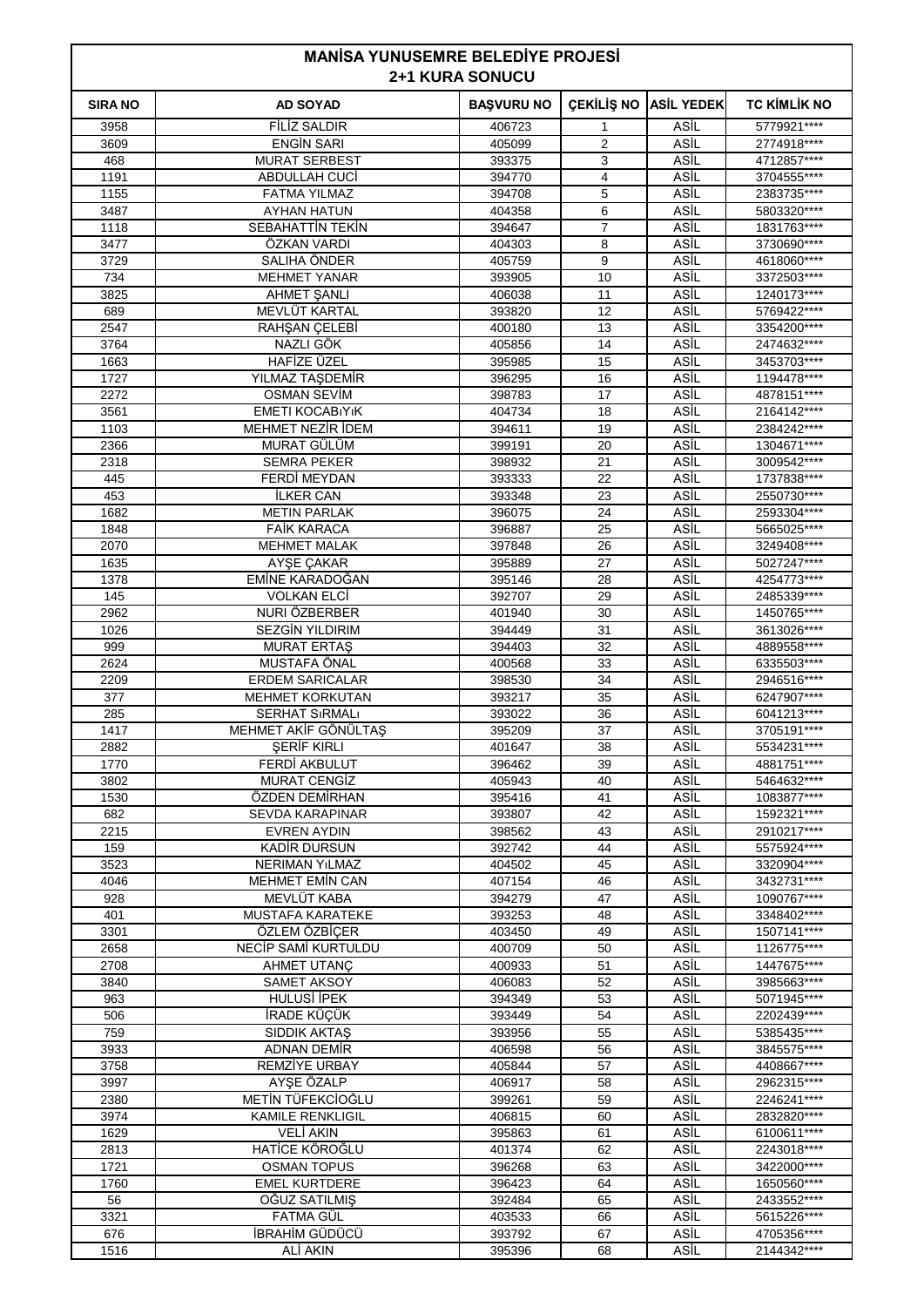# MANİSA YUNUSEMRE BELEDİYE PROJESİ
## 2+1 KURA SONUCU

| SIRA NO | AD SOYAD | BAŞVURU NO | ÇEKİLİŞ NO | ASİL YEDEK | TC KİMLİK NO |
|---|---|---|---|---|---|
| 3958 | FİLİZ SALDIR | 406723 | 1 | ASİL | 5779921**** |
| 3609 | ENGİN SARI | 405099 | 2 | ASİL | 2774918**** |
| 468 | MURAT SERBEST | 393375 | 3 | ASİL | 4712857**** |
| 1191 | ABDULLAH CUCİ | 394770 | 4 | ASİL | 3704555**** |
| 1155 | FATMA YILMAZ | 394708 | 5 | ASİL | 2383735**** |
| 3487 | AYHAN HATUN | 404358 | 6 | ASİL | 5803320**** |
| 1118 | SEBAHATTİN TEKİN | 394647 | 7 | ASİL | 1831763**** |
| 3477 | ÖZKAN VARDI | 404303 | 8 | ASİL | 3730690**** |
| 3729 | SALIHA ÖNDER | 405759 | 9 | ASİL | 4618060**** |
| 734 | MEHMET YANAR | 393905 | 10 | ASİL | 3372503**** |
| 3825 | AHMET ŞANLI | 406038 | 11 | ASİL | 1240173**** |
| 689 | MEVLÜT KARTAL | 393820 | 12 | ASİL | 5769422**** |
| 2547 | RAHŞAN ÇELEBİ | 400180 | 13 | ASİL | 3354200**** |
| 3764 | NAZLI GÖK | 405856 | 14 | ASİL | 2474632**** |
| 1663 | HAFİZE ÜZEL | 395985 | 15 | ASİL | 3453703**** |
| 1727 | YILMAZ TAŞDEMİR | 396295 | 16 | ASİL | 1194478**** |
| 2272 | OSMAN SEVİM | 398783 | 17 | ASİL | 4878151**** |
| 3561 | EMETI KOCABıYıK | 404734 | 18 | ASİL | 2164142**** |
| 1103 | MEHMET NEZİR İDEM | 394611 | 19 | ASİL | 2384242**** |
| 2366 | MURAT GÜLÜM | 399191 | 20 | ASİL | 1304671**** |
| 2318 | SEMRA PEKER | 398932 | 21 | ASİL | 3009542**** |
| 445 | FERDİ MEYDAN | 393333 | 22 | ASİL | 1737838**** |
| 453 | İLKER CAN | 393348 | 23 | ASİL | 2550730**** |
| 1682 | METIN PARLAK | 396075 | 24 | ASİL | 2593304**** |
| 1848 | FAİK KARACA | 396887 | 25 | ASİL | 5665025**** |
| 2070 | MEHMET MALAK | 397848 | 26 | ASİL | 3249408**** |
| 1635 | AYŞE ÇAKAR | 395889 | 27 | ASİL | 5027247**** |
| 1378 | EMİNE KARADOĞAN | 395146 | 28 | ASİL | 4254773**** |
| 145 | VOLKAN ELCİ | 392707 | 29 | ASİL | 2485339**** |
| 2962 | NURI ÖZBERBER | 401940 | 30 | ASİL | 1450765**** |
| 1026 | SEZGİN YILDIRIM | 394449 | 31 | ASİL | 3613026**** |
| 999 | MURAT ERTAŞ | 394403 | 32 | ASİL | 4889558**** |
| 2624 | MUSTAFA ÖNAL | 400568 | 33 | ASİL | 6335503**** |
| 2209 | ERDEM SARICALAR | 398530 | 34 | ASİL | 2946516**** |
| 377 | MEHMET KORKUTAN | 393217 | 35 | ASİL | 6247907**** |
| 285 | SERHAT SıRMALı | 393022 | 36 | ASİL | 6041213**** |
| 1417 | MEHMET AKİF GÖNÜLTAŞ | 395209 | 37 | ASİL | 3705191**** |
| 2882 | ŞERİF KIRLI | 401647 | 38 | ASİL | 5534231**** |
| 1770 | FERDİ AKBULUT | 396462 | 39 | ASİL | 4881751**** |
| 3802 | MURAT CENGİZ | 405943 | 40 | ASİL | 5464632**** |
| 1530 | ÖZDEN DEMİRHAN | 395416 | 41 | ASİL | 1083877**** |
| 682 | SEVDA KARAPINAR | 393807 | 42 | ASİL | 1592321**** |
| 2215 | EVREN AYDIN | 398562 | 43 | ASİL | 2910217**** |
| 159 | KADİR DURSUN | 392742 | 44 | ASİL | 5575924**** |
| 3523 | NERIMAN YıLMAZ | 404502 | 45 | ASİL | 3320904**** |
| 4046 | MEHMET EMİN CAN | 407154 | 46 | ASİL | 3432731**** |
| 928 | MEVLÜT KABA | 394279 | 47 | ASİL | 1090767**** |
| 401 | MUSTAFA KARATEKE | 393253 | 48 | ASİL | 3348402**** |
| 3301 | ÖZLEM ÖZBİÇER | 403450 | 49 | ASİL | 1507141**** |
| 2658 | NECİP SAMİ KURTULDU | 400709 | 50 | ASİL | 1126775**** |
| 2708 | AHMET UTANÇ | 400933 | 51 | ASİL | 1447675**** |
| 3840 | SAMET AKSOY | 406083 | 52 | ASİL | 3985663**** |
| 963 | HULUSİ İPEK | 394349 | 53 | ASİL | 5071945**** |
| 506 | İRADE KÜÇÜK | 393449 | 54 | ASİL | 2202439**** |
| 759 | SIDDIK AKTAŞ | 393956 | 55 | ASİL | 5385435**** |
| 3933 | ADNAN DEMİR | 406598 | 56 | ASİL | 3845575**** |
| 3758 | REMZİYE URBAY | 405844 | 57 | ASİL | 4408667**** |
| 3997 | AYŞE ÖZALP | 406917 | 58 | ASİL | 2962315**** |
| 2380 | METİN TÜFEKCİOĞLU | 399261 | 59 | ASİL | 2246241**** |
| 3974 | KAMILE RENKLIGIL | 406815 | 60 | ASİL | 2832820**** |
| 1629 | VELİ AKIN | 395863 | 61 | ASİL | 6100611**** |
| 2813 | HATİCE KÖROĞLU | 401374 | 62 | ASİL | 2243018**** |
| 1721 | OSMAN TOPUS | 396268 | 63 | ASİL | 3422000**** |
| 1760 | EMEL KURTDERE | 396423 | 64 | ASİL | 1650560**** |
| 56 | OĞUZ SATILMIŞ | 392484 | 65 | ASİL | 2433552**** |
| 3321 | FATMA GÜL | 403533 | 66 | ASİL | 5615226**** |
| 676 | İBRAHİM GÜDÜCÜ | 393792 | 67 | ASİL | 4705356**** |
| 1516 | ALİ AKIN | 395396 | 68 | ASİL | 2144342**** |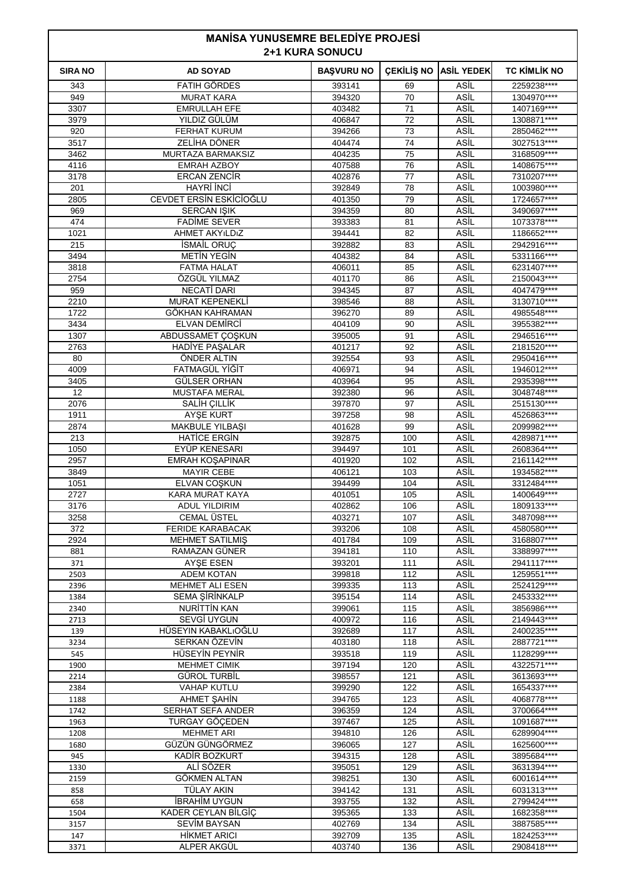# MANİSA YUNUSEMRE BELEDİYE PROJESİ
## 2+1 KURA SONUCU

| SIRA NO | AD SOYAD | BAŞVURU NO | ÇEKİLİŞ NO | ASİL YEDEK | TC KİMLİK NO |
|---|---|---|---|---|---|
| 343 | FATİH GÖRDES | 393141 | 69 | ASİL | 2259238**** |
| 949 | MURAT KARA | 394320 | 70 | ASİL | 1304970**** |
| 3307 | EMRULLAH EFE | 403482 | 71 | ASİL | 1407169**** |
| 3979 | YILDIZ GÜLÜM | 406847 | 72 | ASİL | 1308871**** |
| 920 | FERHAT KURUM | 394266 | 73 | ASİL | 2850462**** |
| 3517 | ZELİHA DÖNER | 404474 | 74 | ASİL | 3027513**** |
| 3462 | MURTAZA BARMAKSIZ | 404235 | 75 | ASİL | 3168509**** |
| 4116 | EMRAH AZBOY | 407588 | 76 | ASİL | 1408675**** |
| 3178 | ERCAN ZENCİR | 402876 | 77 | ASİL | 7310207**** |
| 201 | HAYRİ İNCİ | 392849 | 78 | ASİL | 1003980**** |
| 2805 | CEVDET ERSİN ESKİCİOĞLU | 401350 | 79 | ASİL | 1724657**** |
| 969 | SERCAN IŞIK | 394359 | 80 | ASİL | 3490697**** |
| 474 | FADİME SEVER | 393383 | 81 | ASİL | 1073378**** |
| 1021 | AHMET AKYıLDıZ | 394441 | 82 | ASİL | 1186652**** |
| 215 | İSMAİL ORUÇ | 392882 | 83 | ASİL | 2942916**** |
| 3494 | METİN YEGİN | 404382 | 84 | ASİL | 5331166**** |
| 3818 | FATMA HALAT | 406011 | 85 | ASİL | 6231407**** |
| 2754 | ÖZGÜL YILMAZ | 401170 | 86 | ASİL | 2150043**** |
| 959 | NECATİ DARI | 394345 | 87 | ASİL | 4047479**** |
| 2210 | MURAT KEPENEKLİ | 398546 | 88 | ASİL | 3130710**** |
| 1722 | GÖKHAN KAHRAMAN | 396270 | 89 | ASİL | 4985548**** |
| 3434 | ELVAN DEMİRCİ | 404109 | 90 | ASİL | 3955382**** |
| 1307 | ABDUSSAMET ÇOŞKUN | 395005 | 91 | ASİL | 2946516**** |
| 2763 | HADİYE PAŞALAR | 401217 | 92 | ASİL | 2181520**** |
| 80 | ÖNDER ALTIN | 392554 | 93 | ASİL | 2950416**** |
| 4009 | FATMAGÜL YİĞİT | 406971 | 94 | ASİL | 1946012**** |
| 3405 | GÜLSER ORHAN | 403964 | 95 | ASİL | 2935398**** |
| 12 | MUSTAFA MERAL | 392380 | 96 | ASİL | 3048748**** |
| 2076 | SALİH ÇILLİK | 397870 | 97 | ASİL | 2515130**** |
| 1911 | AYŞE KURT | 397258 | 98 | ASİL | 4526863**** |
| 2874 | MAKBULE YILBAŞI | 401628 | 99 | ASİL | 2099982**** |
| 213 | HATİCE ERGİN | 392875 | 100 | ASİL | 4289871**** |
| 1050 | EYÜP KENESARI | 394497 | 101 | ASİL | 2608364**** |
| 2957 | EMRAH KOŞAPINAR | 401920 | 102 | ASİL | 2161142**** |
| 3849 | MAYIR CEBE | 406121 | 103 | ASİL | 1934582**** |
| 1051 | ELVAN COŞKUN | 394499 | 104 | ASİL | 3312484**** |
| 2727 | KARA MURAT KAYA | 401051 | 105 | ASİL | 1400649**** |
| 3176 | ADUL YILDIRIM | 402862 | 106 | ASİL | 1809133**** |
| 3258 | CEMAL ÜSTEL | 403271 | 107 | ASİL | 3487098**** |
| 372 | FERİDE KARABACAK | 393206 | 108 | ASİL | 4580580**** |
| 2924 | MEHMET SATILMIŞ | 401784 | 109 | ASİL | 3168807**** |
| 881 | RAMAZAN GÜNER | 394181 | 110 | ASİL | 3388997**** |
| 371 | AYŞE ESEN | 393201 | 111 | ASİL | 2941117**** |
| 2503 | ADEM KOTAN | 399818 | 112 | ASİL | 1259551**** |
| 2396 | MEHMET ALI ESEN | 399335 | 113 | ASİL | 2524129**** |
| 1384 | SEMA ŞİRİNKALP | 395154 | 114 | ASİL | 2453332**** |
| 2340 | NURİTTİN KAN | 399061 | 115 | ASİL | 3856986**** |
| 2713 | SEVGİ UYGUN | 400972 | 116 | ASİL | 2149443**** |
| 139 | HÜSEYIN KABAKLıOĞLU | 392689 | 117 | ASİL | 2400235**** |
| 3234 | SERKAN ÖZEVİN | 403180 | 118 | ASİL | 2887721**** |
| 545 | HÜSEYİN PEYNİR | 393518 | 119 | ASİL | 1128299**** |
| 1900 | MEHMET CIMIK | 397194 | 120 | ASİL | 4322571**** |
| 2214 | GÜROL TURBİL | 398557 | 121 | ASİL | 3613693**** |
| 2384 | VAHAP KUTLU | 399290 | 122 | ASİL | 1654337**** |
| 1188 | AHMET ŞAHİN | 394765 | 123 | ASİL | 4068778**** |
| 1742 | SERHAT SEFA ANDER | 396359 | 124 | ASİL | 3700664**** |
| 1963 | TURGAY GÖÇEDEN | 397467 | 125 | ASİL | 1091687**** |
| 1208 | MEHMET ARI | 394810 | 126 | ASİL | 6289904**** |
| 1680 | GÜZÜN GÜNGÖRMEZ | 396065 | 127 | ASİL | 1625600**** |
| 945 | KADİR BOZKURT | 394315 | 128 | ASİL | 3895684**** |
| 1330 | ALİ SÖZER | 395051 | 129 | ASİL | 3631394**** |
| 2159 | GÖKMEN ALTAN | 398251 | 130 | ASİL | 6001614**** |
| 858 | TÜLAY AKIN | 394142 | 131 | ASİL | 6031313**** |
| 658 | İBRAHİM UYGUN | 393755 | 132 | ASİL | 2799424**** |
| 1504 | KADER CEYLAN BİLGİÇ | 395365 | 133 | ASİL | 1682358**** |
| 3157 | SEVİM BAYSAN | 402769 | 134 | ASİL | 3887585**** |
| 147 | HİKMET ARICI | 392709 | 135 | ASİL | 1824253**** |
| 3371 | ALPER AKGÜL | 403740 | 136 | ASİL | 2908418**** |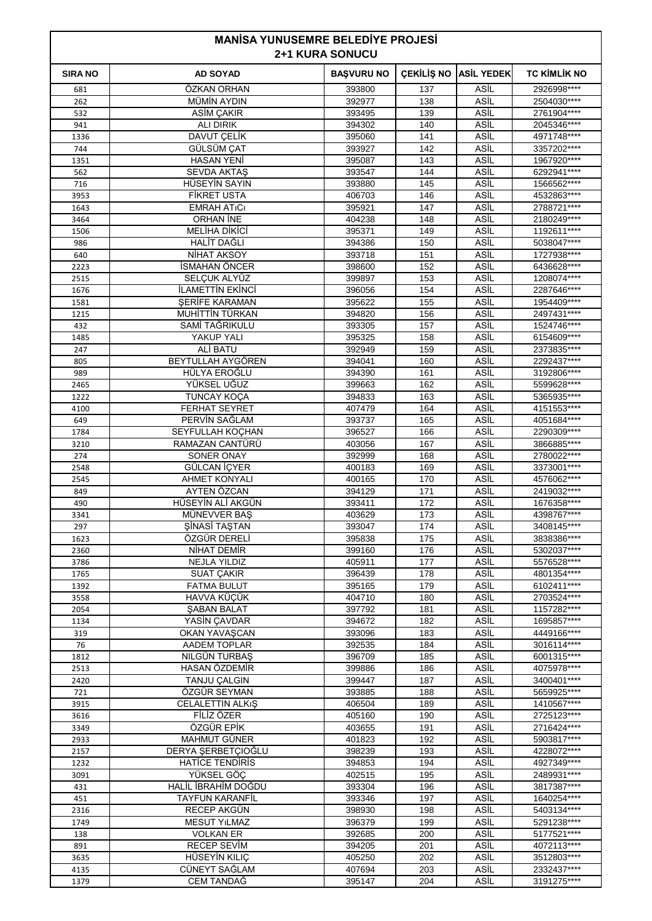# MANİSA YUNUSEMRE BELEDİYE PROJESİ
## 2+1 KURA SONUCU

| SIRA NO | AD SOYAD | BAŞVURU NO | ÇEKİLİŞ NO | ASİL YEDEK | TC KİMLİK NO |
|---|---|---|---|---|---|
| 681 | ÖZKAN ORHAN | 393800 | 137 | ASİL | 2926998**** |
| 262 | MÜMİN AYDIN | 392977 | 138 | ASİL | 2504030**** |
| 532 | ASİM ÇAKIR | 393495 | 139 | ASİL | 2761904**** |
| 941 | ALI DIRIK | 394302 | 140 | ASİL | 2045346**** |
| 1336 | DAVUT ÇELİK | 395060 | 141 | ASİL | 4971748**** |
| 744 | GÜLSÜM ÇAT | 393927 | 142 | ASİL | 3357202**** |
| 1351 | HASAN YENİ | 395087 | 143 | ASİL | 1967920**** |
| 562 | SEVDA AKTAŞ | 393547 | 144 | ASİL | 6292941**** |
| 716 | HÜSEYİN SAYIN | 393880 | 145 | ASİL | 1566562**** |
| 3953 | FİKRET USTA | 406703 | 146 | ASİL | 4532863**** |
| 1643 | EMRAH ATıCı | 395921 | 147 | ASİL | 2788721**** |
| 3464 | ORHAN İNE | 404238 | 148 | ASİL | 2180249**** |
| 1506 | MELİHA DİKİCİ | 395371 | 149 | ASİL | 1192611**** |
| 986 | HALİT DAĞLI | 394386 | 150 | ASİL | 5038047**** |
| 640 | NİHAT AKSOY | 393718 | 151 | ASİL | 1727938**** |
| 2223 | İSMAHAN ÖNCER | 398600 | 152 | ASİL | 6436628**** |
| 2515 | SELÇUK ALYÜZ | 399897 | 153 | ASİL | 1208074**** |
| 1676 | İLAMETTİN EKİNCİ | 396056 | 154 | ASİL | 2287646**** |
| 1581 | ŞERİFE KARAMAN | 395622 | 155 | ASİL | 1954409**** |
| 1215 | MUHİTTİN TÜRKAN | 394820 | 156 | ASİL | 2497431**** |
| 432 | SAMİ TAĞRIKULU | 393305 | 157 | ASİL | 1524746**** |
| 1485 | YAKUP YALI | 395325 | 158 | ASİL | 6154609**** |
| 247 | ALİ BATU | 392949 | 159 | ASİL | 2373835**** |
| 805 | BEYTULLAH AYGÖREN | 394041 | 160 | ASİL | 2292437**** |
| 989 | HÜLYA EROĞLU | 394390 | 161 | ASİL | 3192806**** |
| 2465 | YÜKSEL UĞUZ | 399663 | 162 | ASİL | 5599628**** |
| 1222 | TUNCAY KOÇA | 394833 | 163 | ASİL | 5365935**** |
| 4100 | FERHAT SEYRET | 407479 | 164 | ASİL | 4151553**** |
| 649 | PERVİN SAĞLAM | 393737 | 165 | ASİL | 4051684**** |
| 1784 | SEYFULLAH KOÇHAN | 396527 | 166 | ASİL | 2290309**** |
| 3210 | RAMAZAN CANTÜRÜ | 403056 | 167 | ASİL | 3866885**** |
| 274 | SONER ONAY | 392999 | 168 | ASİL | 2780022**** |
| 2548 | GÜLCAN İÇYER | 400183 | 169 | ASİL | 3373001**** |
| 2545 | AHMET KONYALI | 400165 | 170 | ASİL | 4576062**** |
| 849 | AYTEN ÖZCAN | 394129 | 171 | ASİL | 2419032**** |
| 490 | HÜSEYİN ALİ AKGÜN | 393411 | 172 | ASİL | 1676358**** |
| 3341 | MÜNEVVER BAŞ | 403629 | 173 | ASİL | 4398767**** |
| 297 | ŞİNASİ TAŞTAN | 393047 | 174 | ASİL | 3408145**** |
| 1623 | ÖZGÜR DERELİ | 395838 | 175 | ASİL | 3838386**** |
| 2360 | NİHAT DEMİR | 399160 | 176 | ASİL | 5302037**** |
| 3786 | NEJLA YILDIZ | 405911 | 177 | ASİL | 5576528**** |
| 1765 | SUAT ÇAKIR | 396439 | 178 | ASİL | 4801354**** |
| 1392 | FATMA BULUT | 395165 | 179 | ASİL | 6102411**** |
| 3558 | HAVVA KÜÇÜK | 404710 | 180 | ASİL | 2703524**** |
| 2054 | ŞABAN BALAT | 397792 | 181 | ASİL | 1157282**** |
| 1134 | YASİN ÇAVDAR | 394672 | 182 | ASİL | 1695857**** |
| 319 | OKAN YAVAŞCAN | 393096 | 183 | ASİL | 4449166**** |
| 76 | AADEM TOPLAR | 392535 | 184 | ASİL | 3016114**** |
| 1812 | NILGÜN TURBAŞ | 396709 | 185 | ASİL | 6001315**** |
| 2513 | HASAN ÖZDEMİR | 399886 | 186 | ASİL | 4075978**** |
| 2420 | TANJU ÇALGIN | 399447 | 187 | ASİL | 3400401**** |
| 721 | ÖZGÜR SEYMAN | 393885 | 188 | ASİL | 5659925**** |
| 3915 | CELALETTIN ALKIŞ | 406504 | 189 | ASİL | 1410567**** |
| 3616 | FİLİZ ÖZER | 405160 | 190 | ASİL | 2725123**** |
| 3349 | ÖZGÜR EPİK | 403655 | 191 | ASİL | 2716424**** |
| 2933 | MAHMUT GÜNER | 401823 | 192 | ASİL | 5903817**** |
| 2157 | DERYA ŞERBETÇIOĞLU | 398239 | 193 | ASİL | 4228072**** |
| 1232 | HATİCE TENDİRİS | 394853 | 194 | ASİL | 4927349**** |
| 3091 | YÜKSEL GÖÇ | 402515 | 195 | ASİL | 2489931**** |
| 431 | HALİL İBRAHİM DOĞDU | 393304 | 196 | ASİL | 3817387**** |
| 451 | TAYFUN KARANFİL | 393346 | 197 | ASİL | 1640254**** |
| 2316 | RECEP AKGÜN | 398930 | 198 | ASİL | 5403134**** |
| 1749 | MESUT YıLMAZ | 396379 | 199 | ASİL | 5291238**** |
| 138 | VOLKAN ER | 392685 | 200 | ASİL | 5177521**** |
| 891 | RECEP SEVİM | 394205 | 201 | ASİL | 4072113**** |
| 3635 | HÜSEYİN KILIÇ | 405250 | 202 | ASİL | 3512803**** |
| 4135 | CÜNEYT SAĞLAM | 407694 | 203 | ASİL | 2332437**** |
| 1379 | CEM TANDAĞ | 395147 | 204 | ASİL | 3191275**** |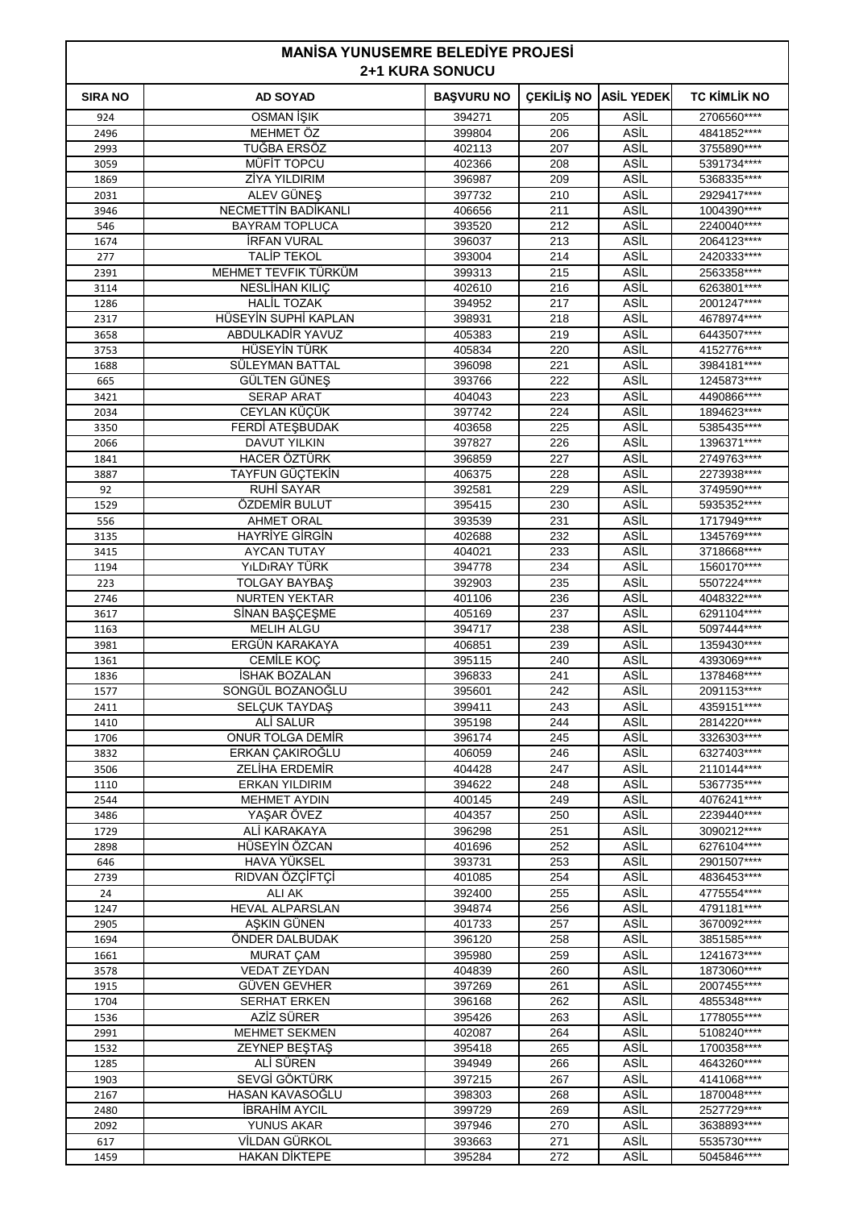# MANİSA YUNUSEMRE BELEDİYE PROJESİ

## 2+1 KURA SONUCU

| SIRA NO | AD SOYAD | BAŞVURU NO | ÇEKİLİŞ NO | ASİL YEDEK | TC KİMLİK NO |
|---|---|---|---|---|---|
| 924 | OSMAN İŞIK | 394271 | 205 | ASİL | 2706560**** |
| 2496 | MEHMET ÖZ | 399804 | 206 | ASİL | 4841852**** |
| 2993 | TUĞBA ERSÖZ | 402113 | 207 | ASİL | 3755890**** |
| 3059 | MÜFİT TOPCU | 402366 | 208 | ASİL | 5391734**** |
| 1869 | ZİYA YILDIRIM | 396987 | 209 | ASİL | 5368335**** |
| 2031 | ALEV GÜNEŞ | 397732 | 210 | ASİL | 2929417**** |
| 3946 | NECMETTİN BADİKANLI | 406656 | 211 | ASİL | 1004390**** |
| 546 | BAYRAM TOPLUCA | 393520 | 212 | ASİL | 2240040**** |
| 1674 | İRFAN VURAL | 396037 | 213 | ASİL | 2064123**** |
| 277 | TALİP TEKOL | 393004 | 214 | ASİL | 2420333**** |
| 2391 | MEHMET TEVFIK TÜRKÜM | 399313 | 215 | ASİL | 2563358**** |
| 3114 | NESLİHAN KILIÇ | 402610 | 216 | ASİL | 6263801**** |
| 1286 | HALİL TOZAK | 394952 | 217 | ASİL | 2001247**** |
| 2317 | HÜSEYİN SUPHİ KAPLAN | 398931 | 218 | ASİL | 4678974**** |
| 3658 | ABDULKADİR YAVUZ | 405383 | 219 | ASİL | 6443507**** |
| 3753 | HÜSEYİN TÜRK | 405834 | 220 | ASİL | 4152776**** |
| 1688 | SÜLEYMAN BATTAL | 396098 | 221 | ASİL | 3984181**** |
| 665 | GÜLTEN GÜNEŞ | 393766 | 222 | ASİL | 1245873**** |
| 3421 | SERAP ARAT | 404043 | 223 | ASİL | 4490866**** |
| 2034 | CEYLAN KÜÇÜK | 397742 | 224 | ASİL | 1894623**** |
| 3350 | FERDİ ATEŞBUDAK | 403658 | 225 | ASİL | 5385435**** |
| 2066 | DAVUT YILKIN | 397827 | 226 | ASİL | 1396371**** |
| 1841 | HACER ÖZTÜRK | 396859 | 227 | ASİL | 2749763**** |
| 3887 | TAYFUN GÜÇTEKİN | 406375 | 228 | ASİL | 2273938**** |
| 92 | RUHİ SAYAR | 392581 | 229 | ASİL | 3749590**** |
| 1529 | ÖZDEMİR BULUT | 395415 | 230 | ASİL | 5935352**** |
| 556 | AHMET ORAL | 393539 | 231 | ASİL | 1717949**** |
| 3135 | HAYRİYE GİRGİN | 402688 | 232 | ASİL | 1345769**** |
| 3415 | AYCAN TUTAY | 404021 | 233 | ASİL | 3718668**** |
| 1194 | YıLDıRAY TÜRK | 394778 | 234 | ASİL | 1560170**** |
| 223 | TOLGAY BAYBAŞ | 392903 | 235 | ASİL | 5507224**** |
| 2746 | NURTEN YEKTAR | 401106 | 236 | ASİL | 4048322**** |
| 3617 | SİNAN BAŞÇEŞME | 405169 | 237 | ASİL | 6291104**** |
| 1163 | MELIH ALGU | 394717 | 238 | ASİL | 5097444**** |
| 3981 | ERGÜN KARAKAYA | 406851 | 239 | ASİL | 1359430**** |
| 1361 | CEMİLE KOÇ | 395115 | 240 | ASİL | 4393069**** |
| 1836 | İSHAK BOZALAN | 396833 | 241 | ASİL | 1378468**** |
| 1577 | SONGÜL BOZANOĞLU | 395601 | 242 | ASİL | 2091153**** |
| 2411 | SELÇUK TAYDAŞ | 399411 | 243 | ASİL | 4359151**** |
| 1410 | ALİ SALUR | 395198 | 244 | ASİL | 2814220**** |
| 1706 | ONUR TOLGA DEMİR | 396174 | 245 | ASİL | 3326303**** |
| 3832 | ERKAN ÇAKIROĞLU | 406059 | 246 | ASİL | 6327403**** |
| 3506 | ZELİHA ERDEMİR | 404428 | 247 | ASİL | 2110144**** |
| 1110 | ERKAN YILDIRIM | 394622 | 248 | ASİL | 5367735**** |
| 2544 | MEHMET AYDIN | 400145 | 249 | ASİL | 4076241**** |
| 3486 | YAŞAR ÖVEZ | 404357 | 250 | ASİL | 2239440**** |
| 1729 | ALİ KARAKAYA | 396298 | 251 | ASİL | 3090212**** |
| 2898 | HÜSEYİN ÖZCAN | 401696 | 252 | ASİL | 6276104**** |
| 646 | HAVA YÜKSEL | 393731 | 253 | ASİL | 2901507**** |
| 2739 | RIDVAN ÖZÇİFTÇİ | 401085 | 254 | ASİL | 4836453**** |
| 24 | ALI AK | 392400 | 255 | ASİL | 4775554**** |
| 1247 | HEVAL ALPARSLAN | 394874 | 256 | ASİL | 4791181**** |
| 2905 | AŞKIN GÜNEN | 401733 | 257 | ASİL | 3670092**** |
| 1694 | ÖNDER DALBUDAK | 396120 | 258 | ASİL | 3851585**** |
| 1661 | MURAT ÇAM | 395980 | 259 | ASİL | 1241673**** |
| 3578 | VEDAT ZEYDAN | 404839 | 260 | ASİL | 1873060**** |
| 1915 | GÜVEN GEVHER | 397269 | 261 | ASİL | 2007455**** |
| 1704 | SERHAT ERKEN | 396168 | 262 | ASİL | 4855348**** |
| 1536 | AZİZ SÜRER | 395426 | 263 | ASİL | 1778055**** |
| 2991 | MEHMET SEKMEN | 402087 | 264 | ASİL | 5108240**** |
| 1532 | ZEYNEP BEŞTAŞ | 395418 | 265 | ASİL | 1700358**** |
| 1285 | ALİ SÜREN | 394949 | 266 | ASİL | 4643260**** |
| 1903 | SEVGİ GÖKTÜRK | 397215 | 267 | ASİL | 4141068**** |
| 2167 | HASAN KAVASOĞLU | 398303 | 268 | ASİL | 1870048**** |
| 2480 | İBRAHİM AYCIL | 399729 | 269 | ASİL | 2527729**** |
| 2092 | YUNUS AKAR | 397946 | 270 | ASİL | 3638893**** |
| 617 | VİLDAN GÜRKOL | 393663 | 271 | ASİL | 5535730**** |
| 1459 | HAKAN DİKTEPE | 395284 | 272 | ASİL | 5045846**** |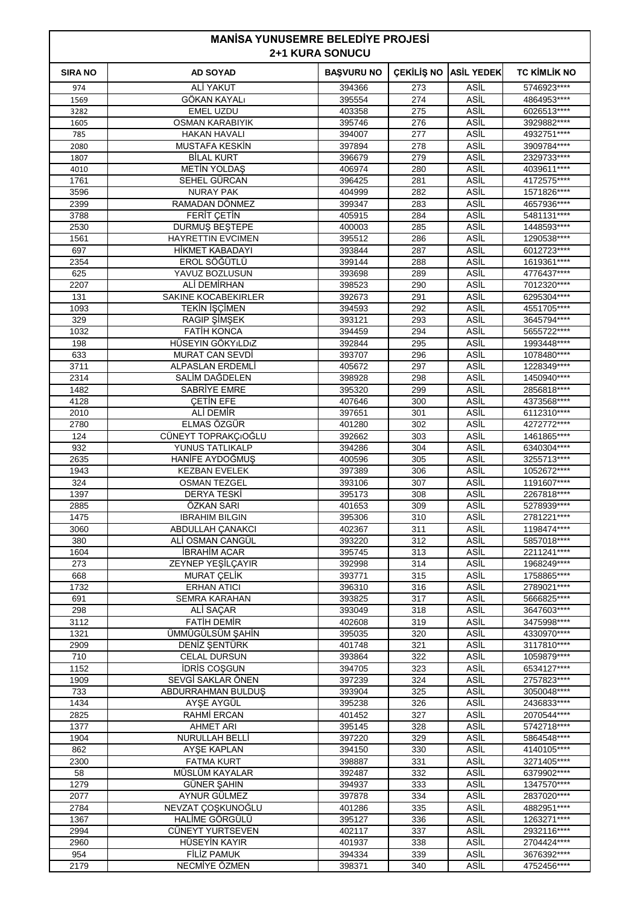# MANİSA YUNUSEMRE BELEDİYE PROJESİ
## 2+1 KURA SONUCU

| SIRA NO | AD SOYAD | BAŞVURU NO | ÇEKİLİŞ NO | ASİL YEDEK | TC KİMLİK NO |
|---|---|---|---|---|---|
| 974 | ALİ YAKUT | 394366 | 273 | ASİL | 5746923**** |
| 1569 | GÖKAN KAYALı | 395554 | 274 | ASİL | 4864953**** |
| 3282 | EMEL UZDU | 403358 | 275 | ASİL | 6026513**** |
| 1605 | OSMAN KARABIYIK | 395746 | 276 | ASİL | 3929882**** |
| 785 | HAKAN HAVALI | 394007 | 277 | ASİL | 4932751**** |
| 2080 | MUSTAFA KESKİN | 397894 | 278 | ASİL | 3909784**** |
| 1807 | BİLAL KURT | 396679 | 279 | ASİL | 2329733**** |
| 4010 | METİN YOLDAŞ | 406974 | 280 | ASİL | 4039611**** |
| 1761 | SEHEL GÜRCAN | 396425 | 281 | ASİL | 4172575**** |
| 3596 | NURAY PAK | 404999 | 282 | ASİL | 1571826**** |
| 2399 | RAMADAN DÖNMEZ | 399347 | 283 | ASİL | 4657936**** |
| 3788 | FERİT ÇETİN | 405915 | 284 | ASİL | 5481131**** |
| 2530 | DURMUŞ BEŞTEPE | 400003 | 285 | ASİL | 1448593**** |
| 1561 | HAYRETTIN EVCIMEN | 395512 | 286 | ASİL | 1290538**** |
| 697 | HİKMET KABADAYI | 393844 | 287 | ASİL | 6012723**** |
| 2354 | EROL SÖĞÜTLÜ | 399144 | 288 | ASİL | 1619361**** |
| 625 | YAVUZ BOZLUSUN | 393698 | 289 | ASİL | 4776437**** |
| 2207 | ALİ DEMİRHAN | 398523 | 290 | ASİL | 7012320**** |
| 131 | SAKINE KOCABEKIRLER | 392673 | 291 | ASİL | 6295304**** |
| 1093 | TEKİN İŞÇİMEN | 394593 | 292 | ASİL | 4551705**** |
| 329 | RAGIP ŞİMŞEK | 393121 | 293 | ASİL | 3645794**** |
| 1032 | FATİH KONCA | 394459 | 294 | ASİL | 5655722**** |
| 198 | HÜSEYIN GÖKYıLDıZ | 392844 | 295 | ASİL | 1993448**** |
| 633 | MURAT CAN SEVDİ | 393707 | 296 | ASİL | 1078480**** |
| 3711 | ALPASLAN ERDEMLİ | 405672 | 297 | ASİL | 1228349**** |
| 2314 | SALİM DAĞDELEN | 398928 | 298 | ASİL | 1450940**** |
| 1482 | SABRİYE EMRE | 395320 | 299 | ASİL | 2856818**** |
| 4128 | ÇETİN EFE | 407646 | 300 | ASİL | 4373568**** |
| 2010 | ALİ DEMİR | 397651 | 301 | ASİL | 6112310**** |
| 2780 | ELMAS ÖZGÜR | 401280 | 302 | ASİL | 4272772**** |
| 124 | CÜNEYT TOPRAKÇıOĞLU | 392662 | 303 | ASİL | 1461865**** |
| 932 | YUNUS TATLIKALP | 394286 | 304 | ASİL | 6340304**** |
| 2635 | HANİFE AYDOĞMUŞ | 400596 | 305 | ASİL | 3255713**** |
| 1943 | KEZBAN EVELEK | 397389 | 306 | ASİL | 1052672**** |
| 324 | OSMAN TEZGEL | 393106 | 307 | ASİL | 1191607**** |
| 1397 | DERYA TESKİ | 395173 | 308 | ASİL | 2267818**** |
| 2885 | ÖZKAN SARI | 401653 | 309 | ASİL | 5278939**** |
| 1475 | IBRAHIM BILGIN | 395306 | 310 | ASİL | 2781221**** |
| 3060 | ABDULLAH ÇANAKCI | 402367 | 311 | ASİL | 1198474**** |
| 380 | ALİ OSMAN CANGÜL | 393220 | 312 | ASİL | 5857018**** |
| 1604 | İBRAHİM ACAR | 395745 | 313 | ASİL | 2211241**** |
| 273 | ZEYNEP YEŞİLÇAYIR | 392998 | 314 | ASİL | 1968249**** |
| 668 | MURAT ÇELİK | 393771 | 315 | ASİL | 1758865**** |
| 1732 | ERHAN ATICI | 396310 | 316 | ASİL | 2789021**** |
| 691 | SEMRA KARAHAN | 393825 | 317 | ASİL | 5666825**** |
| 298 | ALİ SAÇAR | 393049 | 318 | ASİL | 3647603**** |
| 3112 | FATİH DEMİR | 402608 | 319 | ASİL | 3475998**** |
| 1321 | ÜMMÜGÜLSÜM ŞAHİN | 395035 | 320 | ASİL | 4330970**** |
| 2909 | DENİZ ŞENTÜRK | 401748 | 321 | ASİL | 3117810**** |
| 710 | CELAL DURSUN | 393864 | 322 | ASİL | 1059879**** |
| 1152 | İDRİS COŞGUN | 394705 | 323 | ASİL | 6534127**** |
| 1909 | SEVGİ SAKLAR ÖNEN | 397239 | 324 | ASİL | 2757823**** |
| 733 | ABDURRAHMAN BULDUŞ | 393904 | 325 | ASİL | 3050048**** |
| 1434 | AYŞE AYGÜL | 395238 | 326 | ASİL | 2436833**** |
| 2825 | RAHMİ ERCAN | 401452 | 327 | ASİL | 2070544**** |
| 1377 | AHMET ARI | 395145 | 328 | ASİL | 5742718**** |
| 1904 | NURULLAH BELLİ | 397220 | 329 | ASİL | 5864548**** |
| 862 | AYŞE KAPLAN | 394150 | 330 | ASİL | 4140105**** |
| 2300 | FATMA KURT | 398887 | 331 | ASİL | 3271405**** |
| 58 | MÜSLÜM KAYALAR | 392487 | 332 | ASİL | 6379902**** |
| 1279 | GÜNER ŞAHIN | 394937 | 333 | ASİL | 1347570**** |
| 2077 | AYNUR GÜLMEZ | 397878 | 334 | ASİL | 2837020**** |
| 2784 | NEVZAT ÇOŞKUNOĞLU | 401286 | 335 | ASİL | 4882951**** |
| 1367 | HALİME GÖRGÜLÜ | 395127 | 336 | ASİL | 1263271**** |
| 2994 | CÜNEYT YURTSEVEN | 402117 | 337 | ASİL | 2932116**** |
| 2960 | HÜSEYİN KAYIR | 401937 | 338 | ASİL | 2704424**** |
| 954 | FİLİZ PAMUK | 394334 | 339 | ASİL | 3676392**** |
| 2179 | NECMİYE ÖZMEN | 398371 | 340 | ASİL | 4752456**** |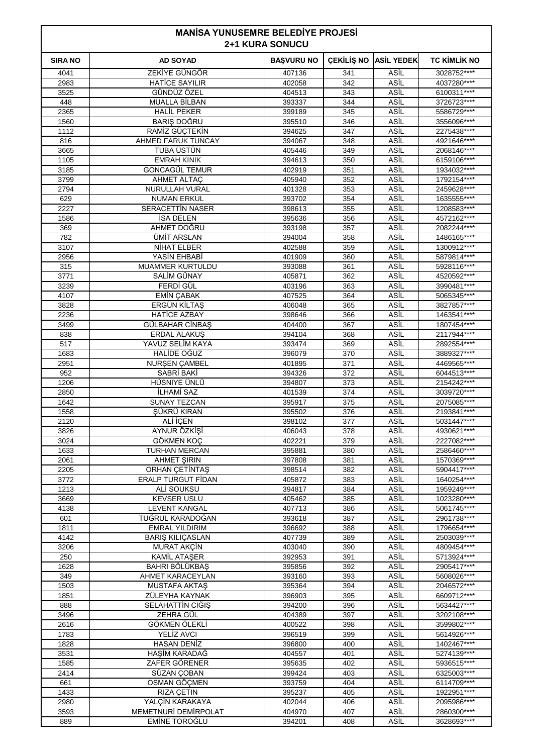# MANİSA YUNUSEMRE BELEDİYE PROJESİ
## 2+1 KURA SONUCU

| SIRA NO | AD SOYAD | BAŞVURU NO | ÇEKİLİŞ NO | ASİL YEDEK | TC KİMLİK NO |
|---|---|---|---|---|---|
| 4041 | ZEKİYE GÜNGÖR | 407136 | 341 | ASİL | 3028752**** |
| 2983 | HATİCE SAYILIR | 402058 | 342 | ASİL | 4037280**** |
| 3525 | GÜNDÜZ ÖZEL | 404513 | 343 | ASİL | 6100311**** |
| 448 | MUALLA BİLBAN | 393337 | 344 | ASİL | 3726723**** |
| 2365 | HALİL PEKER | 399189 | 345 | ASİL | 5586729**** |
| 1560 | BARIŞ DOĞRU | 395510 | 346 | ASİL | 3556096**** |
| 1112 | RAMİZ GÜÇTEKİN | 394625 | 347 | ASİL | 2275438**** |
| 816 | AHMED FARUK TUNCAY | 394067 | 348 | ASİL | 4921646**** |
| 3665 | TUBA ÜSTÜN | 405446 | 349 | ASİL | 2068146**** |
| 1105 | EMRAH KINIK | 394613 | 350 | ASİL | 6159106**** |
| 3185 | GONCAGÜL TEMUR | 402919 | 351 | ASİL | 1934032**** |
| 3799 | AHMET ALTAÇ | 405940 | 352 | ASİL | 1792154**** |
| 2794 | NURULLAH VURAL | 401328 | 353 | ASİL | 2459628**** |
| 629 | NUMAN ERKUL | 393702 | 354 | ASİL | 1635555**** |
| 2227 | SERACETTİN NASER | 398613 | 355 | ASİL | 1208583**** |
| 1586 | İSA DELEN | 395636 | 356 | ASİL | 4572162**** |
| 369 | AHMET DOĞRU | 393198 | 357 | ASİL | 2082244**** |
| 782 | ÜMİT ARSLAN | 394004 | 358 | ASİL | 1486165**** |
| 3107 | NİHAT ELBER | 402588 | 359 | ASİL | 1300912**** |
| 2956 | YASİN EHBABİ | 401909 | 360 | ASİL | 5879814**** |
| 315 | MUAMMER KURTULDU | 393088 | 361 | ASİL | 5928116**** |
| 3771 | SALİM GÜNAY | 405871 | 362 | ASİL | 4520592**** |
| 3239 | FERDİ GÜL | 403196 | 363 | ASİL | 3990481**** |
| 4107 | EMİN ÇABAK | 407525 | 364 | ASİL | 5065345**** |
| 3828 | ERGÜN KİLTAŞ | 406048 | 365 | ASİL | 3827857**** |
| 2236 | HATİCE AZBAY | 398646 | 366 | ASİL | 1463541**** |
| 3499 | GÜLBAHAR CİNBAŞ | 404400 | 367 | ASİL | 1807454**** |
| 838 | ERDAL ALAKUŞ | 394104 | 368 | ASİL | 2117944**** |
| 517 | YAVUZ SELİM KAYA | 393474 | 369 | ASİL | 2892554**** |
| 1683 | HALİDE OĞUZ | 396079 | 370 | ASİL | 3889327**** |
| 2951 | NURŞEN ÇAMBEL | 401895 | 371 | ASİL | 4469565**** |
| 952 | SABRİ BAKİ | 394326 | 372 | ASİL | 6044513**** |
| 1206 | HÜSNIYE ÜNLÜ | 394807 | 373 | ASİL | 2154242**** |
| 2850 | İLHAMİ SAZ | 401539 | 374 | ASİL | 3039720**** |
| 1642 | SUNAY TEZCAN | 395917 | 375 | ASİL | 2075085**** |
| 1558 | ŞÜKRÜ KIRAN | 395502 | 376 | ASİL | 2193841**** |
| 2120 | ALİ İÇEN | 398102 | 377 | ASİL | 5031447**** |
| 3826 | AYNUR ÖZKİŞİ | 406043 | 378 | ASİL | 4930621**** |
| 3024 | GÖKMEN KOÇ | 402221 | 379 | ASİL | 2227082**** |
| 1633 | TURHAN MERCAN | 395881 | 380 | ASİL | 2586460**** |
| 2061 | AHMET ŞIRIN | 397808 | 381 | ASİL | 1570369**** |
| 2205 | ORHAN ÇETİNTAŞ | 398514 | 382 | ASİL | 5904417**** |
| 3772 | ERALP TURGUT FİDAN | 405872 | 383 | ASİL | 1640254**** |
| 1213 | ALİ SOUKSU | 394817 | 384 | ASİL | 1959249**** |
| 3669 | KEVSER USLU | 405462 | 385 | ASİL | 1023280**** |
| 4138 | LEVENT KANGAL | 407713 | 386 | ASİL | 5061745**** |
| 601 | TUĞRUL KARADOĞAN | 393618 | 387 | ASİL | 2961738**** |
| 1811 | EMRAL YILDIRIM | 396692 | 388 | ASİL | 1796654**** |
| 4142 | BARIŞ KILIÇASLAN | 407739 | 389 | ASİL | 2503039**** |
| 3206 | MURAT AKÇİN | 403040 | 390 | ASİL | 4809454**** |
| 250 | KAMİL ATAŞER | 392953 | 391 | ASİL | 5713924**** |
| 1628 | BAHRI BÖLÜKBAŞ | 395856 | 392 | ASİL | 2905417**** |
| 349 | AHMET KARACEYLAN | 393160 | 393 | ASİL | 5608026**** |
| 1503 | MUSTAFA AKTAŞ | 395364 | 394 | ASİL | 2046572**** |
| 1851 | ZÜLEYHA KAYNAK | 396903 | 395 | ASİL | 6609712**** |
| 888 | SELAHATTİN CIĞIŞ | 394200 | 396 | ASİL | 5634427**** |
| 3496 | ZEHRA GÜL | 404389 | 397 | ASİL | 3202108**** |
| 2616 | GÖKMEN ÖLEKLİ | 400522 | 398 | ASİL | 3599802**** |
| 1783 | YELİZ AVCI | 396519 | 399 | ASİL | 5614926**** |
| 1828 | HASAN DENİZ | 396800 | 400 | ASİL | 1402467**** |
| 3531 | HAŞİM KARADAĞ | 404557 | 401 | ASİL | 5274139**** |
| 1585 | ZAFER GÖRENER | 395635 | 402 | ASİL | 5936515**** |
| 2414 | SÜZAN ÇOBAN | 399424 | 403 | ASİL | 6325003**** |
| 661 | OSMAN GÖÇMEN | 393759 | 404 | ASİL | 6114709**** |
| 1433 | RIZA ÇETIN | 395237 | 405 | ASİL | 1922951**** |
| 2980 | YALÇİN KARAKAYA | 402044 | 406 | ASİL | 2095986**** |
| 3593 | MEMETNURİ DEMİRPOLAT | 404970 | 407 | ASİL | 2860300**** |
| 889 | EMİNE TOROĞLU | 394201 | 408 | ASİL | 3628693**** |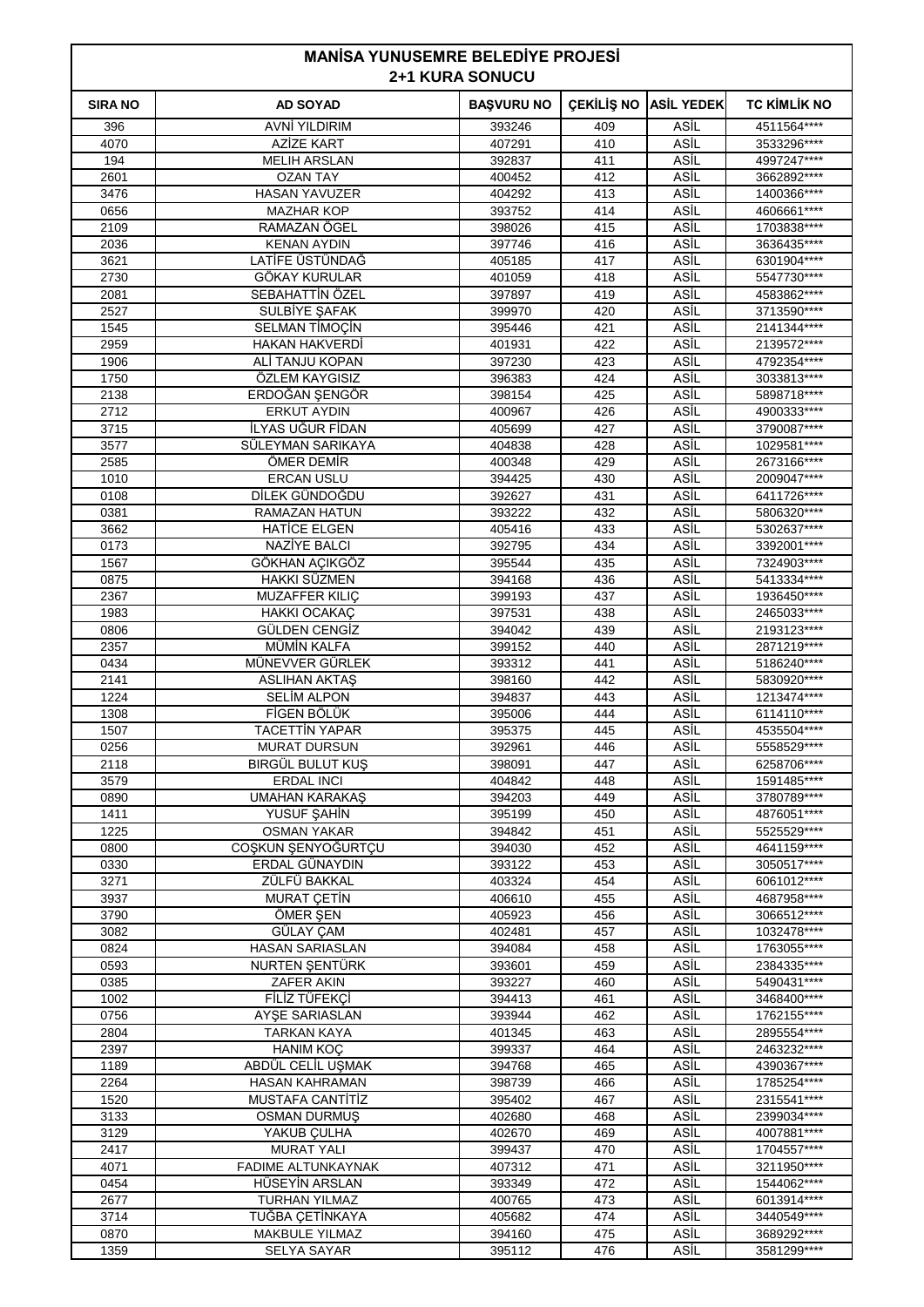# MANİSA YUNUSEMRE BELEDİYE PROJESİ
## 2+1 KURA SONUCU

| SIRA NO | AD SOYAD | BAŞVURU NO | ÇEKİLİŞ NO | ASİL YEDEK | TC KİMLİK NO |
|---|---|---|---|---|---|
| 396 | AVNİ YILDIRIM | 393246 | 409 | ASİL | 4511564**** |
| 4070 | AZİZE KART | 407291 | 410 | ASİL | 3533296**** |
| 194 | MELIH ARSLAN | 392837 | 411 | ASİL | 4997247**** |
| 2601 | OZAN TAY | 400452 | 412 | ASİL | 3662892**** |
| 3476 | HASAN YAVUZER | 404292 | 413 | ASİL | 1400366**** |
| 0656 | MAZHAR KOP | 393752 | 414 | ASİL | 4606661**** |
| 2109 | RAMAZAN ÖGEL | 398026 | 415 | ASİL | 1703838**** |
| 2036 | KENAN AYDIN | 397746 | 416 | ASİL | 3636435**** |
| 3621 | LATİFE ÜSTÜNDAĞ | 405185 | 417 | ASİL | 6301904**** |
| 2730 | GÖKAY KURULAR | 401059 | 418 | ASİL | 5547730**** |
| 2081 | SEBAHATTİN ÖZEL | 397897 | 419 | ASİL | 4583862**** |
| 2527 | SULBİYE ŞAFAK | 399970 | 420 | ASİL | 3713590**** |
| 1545 | SELMAN TİMOÇİN | 395446 | 421 | ASİL | 2141344**** |
| 2959 | HAKAN HAKVERDİ | 401931 | 422 | ASİL | 2139572**** |
| 1906 | ALİ TANJU KOPAN | 397230 | 423 | ASİL | 4792354**** |
| 1750 | ÖZLEM KAYGISIZ | 396383 | 424 | ASİL | 3033813**** |
| 2138 | ERDOĞAN ŞENGÖR | 398154 | 425 | ASİL | 5898718**** |
| 2712 | ERKUT AYDIN | 400967 | 426 | ASİL | 4900333**** |
| 3715 | İLYAS UĞUR FİDAN | 405699 | 427 | ASİL | 3790087**** |
| 3577 | SÜLEYMAN SARIKAYA | 404838 | 428 | ASİL | 1029581**** |
| 2585 | ÖMER DEMİR | 400348 | 429 | ASİL | 2673166**** |
| 1010 | ERCAN USLU | 394425 | 430 | ASİL | 2009047**** |
| 0108 | DİLEK GÜNDOĞDU | 392627 | 431 | ASİL | 6411726**** |
| 0381 | RAMAZAN HATUN | 393222 | 432 | ASİL | 5806320**** |
| 3662 | HATİCE ELGEN | 405416 | 433 | ASİL | 5302637**** |
| 0173 | NAZİYE BALCI | 392795 | 434 | ASİL | 3392001**** |
| 1567 | GÖKHAN AÇIKGÖZ | 395544 | 435 | ASİL | 7324903**** |
| 0875 | HAKKI SÜZMEN | 394168 | 436 | ASİL | 5413334**** |
| 2367 | MUZAFFER KILIÇ | 399193 | 437 | ASİL | 1936450**** |
| 1983 | HAKKI OCAKAÇ | 397531 | 438 | ASİL | 2465033**** |
| 0806 | GÜLDEN CENGİZ | 394042 | 439 | ASİL | 2193123**** |
| 2357 | MÜMİN KALFA | 399152 | 440 | ASİL | 2871219**** |
| 0434 | MÜNEVVER GÜRLEK | 393312 | 441 | ASİL | 5186240**** |
| 2141 | ASLIHAN AKTAŞ | 398160 | 442 | ASİL | 5830920**** |
| 1224 | SELİM ALPON | 394837 | 443 | ASİL | 1213474**** |
| 1308 | FİGEN BÖLÜK | 395006 | 444 | ASİL | 6114110**** |
| 1507 | TACETTİN YAPAR | 395375 | 445 | ASİL | 4535504**** |
| 0256 | MURAT DURSUN | 392961 | 446 | ASİL | 5558529**** |
| 2118 | BIRGÜL BULUT KUŞ | 398091 | 447 | ASİL | 6258706**** |
| 3579 | ERDAL INCI | 404842 | 448 | ASİL | 1591485**** |
| 0890 | UMAHAN KARAKAŞ | 394203 | 449 | ASİL | 3780789**** |
| 1411 | YUSUF ŞAHİN | 395199 | 450 | ASİL | 4876051**** |
| 1225 | OSMAN YAKAR | 394842 | 451 | ASİL | 5525529**** |
| 0800 | COŞKUN ŞENYOĞURTÇU | 394030 | 452 | ASİL | 4641159**** |
| 0330 | ERDAL GÜNAYDIN | 393122 | 453 | ASİL | 3050517**** |
| 3271 | ZÜLFÜ BAKKAL | 403324 | 454 | ASİL | 6061012**** |
| 3937 | MURAT ÇETİN | 406610 | 455 | ASİL | 4687958**** |
| 3790 | ÖMER ŞEN | 405923 | 456 | ASİL | 3066512**** |
| 3082 | GÜLAY ÇAM | 402481 | 457 | ASİL | 1032478**** |
| 0824 | HASAN SARIASLAN | 394084 | 458 | ASİL | 1763055**** |
| 0593 | NURTEN ŞENTÜRK | 393601 | 459 | ASİL | 2384335**** |
| 0385 | ZAFER AKIN | 393227 | 460 | ASİL | 5490431**** |
| 1002 | FİLİZ TÜFEKÇİ | 394413 | 461 | ASİL | 3468400**** |
| 0756 | AYŞE SARIASLAN | 393944 | 462 | ASİL | 1762155**** |
| 2804 | TARKAN KAYA | 401345 | 463 | ASİL | 2895554**** |
| 2397 | HANIM KOÇ | 399337 | 464 | ASİL | 2463232**** |
| 1189 | ABDÜL CELİL UŞMAK | 394768 | 465 | ASİL | 4390367**** |
| 2264 | HASAN KAHRAMAN | 398739 | 466 | ASİL | 1785254**** |
| 1520 | MUSTAFA CANTİTİZ | 395402 | 467 | ASİL | 2315541**** |
| 3133 | OSMAN DURMUŞ | 402680 | 468 | ASİL | 2399034**** |
| 3129 | YAKUB ÇULHA | 402670 | 469 | ASİL | 4007881**** |
| 2417 | MURAT YALI | 399437 | 470 | ASİL | 1704557**** |
| 4071 | FADIME ALTUNKAYNAK | 407312 | 471 | ASİL | 3211950**** |
| 0454 | HÜSEYİN ARSLAN | 393349 | 472 | ASİL | 1544062**** |
| 2677 | TURHAN YILMAZ | 400765 | 473 | ASİL | 6013914**** |
| 3714 | TUĞBA ÇETİNKAYA | 405682 | 474 | ASİL | 3440549**** |
| 0870 | MAKBULE YILMAZ | 394160 | 475 | ASİL | 3689292**** |
| 1359 | SELYA SAYAR | 395112 | 476 | ASİL | 3581299**** |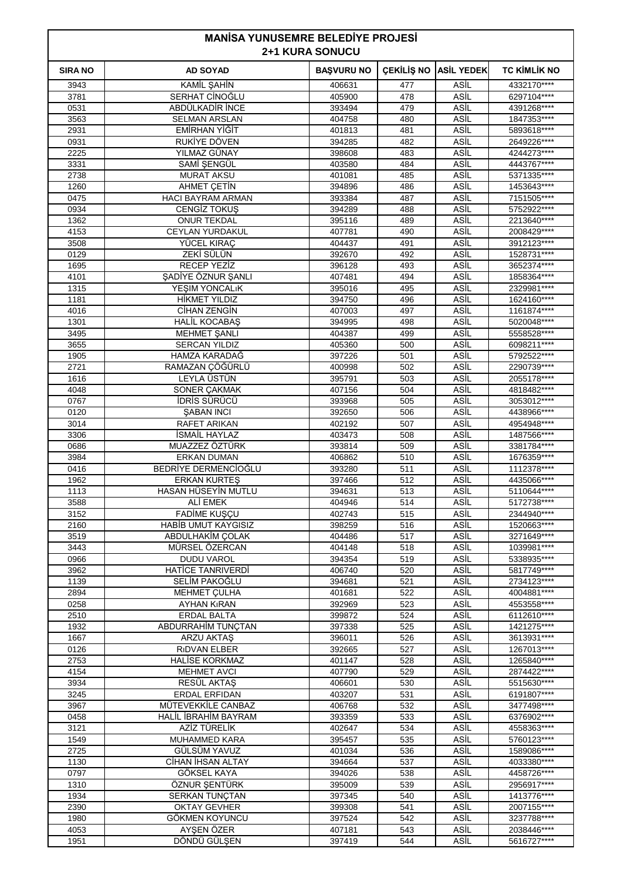# MANİSA YUNUSEMRE BELEDİYE PROJESİ
## 2+1 KURA SONUCU

| SIRA NO | AD SOYAD | BAŞVURU NO | ÇEKİLİŞ NO | ASİL YEDEK | TC KİMLİK NO |
|---|---|---|---|---|---|
| 3943 | KAMİL ŞAHİN | 406631 | 477 | ASİL | 4332170**** |
| 3781 | SERHAT CİNOĞLU | 405900 | 478 | ASİL | 6297104**** |
| 0531 | ABDÜLKADİR İNCE | 393494 | 479 | ASİL | 4391268**** |
| 3563 | SELMAN ARSLAN | 404758 | 480 | ASİL | 1847353**** |
| 2931 | EMİRHAN YİĞİT | 401813 | 481 | ASİL | 5893618**** |
| 0931 | RUKİYE DÖVEN | 394285 | 482 | ASİL | 2649226**** |
| 2225 | YILMAZ GÜNAY | 398608 | 483 | ASİL | 4244273**** |
| 3331 | SAMİ ŞENGÜL | 403580 | 484 | ASİL | 4443767**** |
| 2738 | MURAT AKSU | 401081 | 485 | ASİL | 5371335**** |
| 1260 | AHMET ÇETİN | 394896 | 486 | ASİL | 1453643**** |
| 0475 | HACI BAYRAM ARMAN | 393384 | 487 | ASİL | 7151505**** |
| 0934 | CENGİZ TOKUŞ | 394289 | 488 | ASİL | 5752922**** |
| 1362 | ONUR TEKDAL | 395116 | 489 | ASİL | 2213640**** |
| 4153 | CEYLAN YURDAKUL | 407781 | 490 | ASİL | 2008429**** |
| 3508 | YÜCEL KIRAÇ | 404437 | 491 | ASİL | 3912123**** |
| 0129 | ZEKİ SÜLÜN | 392670 | 492 | ASİL | 1528731**** |
| 1695 | RECEP YEZİZ | 396128 | 493 | ASİL | 3652374**** |
| 4101 | ŞADİYE ÖZNUR ŞANLI | 407481 | 494 | ASİL | 1858364**** |
| 1315 | YEŞIM YONCALıK | 395016 | 495 | ASİL | 2329981**** |
| 1181 | HİKMET YILDIZ | 394750 | 496 | ASİL | 1624160**** |
| 4016 | CİHAN ZENGİN | 407003 | 497 | ASİL | 1161874**** |
| 1301 | HALİL KOCABAŞ | 394995 | 498 | ASİL | 5020048**** |
| 3495 | MEHMET ŞANLI | 404387 | 499 | ASİL | 5558528**** |
| 3655 | SERCAN YILDIZ | 405360 | 500 | ASİL | 6098211**** |
| 1905 | HAMZA KARADAĞ | 397226 | 501 | ASİL | 5792522**** |
| 2721 | RAMAZAN ÇÖĞÜRLÜ | 400998 | 502 | ASİL | 2290739**** |
| 1616 | LEYLA ÜSTÜN | 395791 | 503 | ASİL | 2055178**** |
| 4048 | SONER ÇAKMAK | 407156 | 504 | ASİL | 4818482**** |
| 0767 | İDRİS SÜRÜCÜ | 393968 | 505 | ASİL | 3053012**** |
| 0120 | ŞABAN INCI | 392650 | 506 | ASİL | 4438966**** |
| 3014 | RAFET ARIKAN | 402192 | 507 | ASİL | 4954948**** |
| 3306 | İSMAİL HAYLAZ | 403473 | 508 | ASİL | 1487566**** |
| 0686 | MUAZZEZ ÖZTÜRK | 393814 | 509 | ASİL | 3381784**** |
| 3984 | ERKAN DUMAN | 406862 | 510 | ASİL | 1676359**** |
| 0416 | BEDRİYE DERMENCİOĞLU | 393280 | 511 | ASİL | 1112378**** |
| 1962 | ERKAN KURTEŞ | 397466 | 512 | ASİL | 4435066**** |
| 1113 | HASAN HÜSEYİN MUTLU | 394631 | 513 | ASİL | 5110644**** |
| 3588 | ALİ EMEK | 404946 | 514 | ASİL | 5172738**** |
| 3152 | FADİME KUŞÇU | 402743 | 515 | ASİL | 2344940**** |
| 2160 | HABİB UMUT KAYGISIZ | 398259 | 516 | ASİL | 1520663**** |
| 3519 | ABDULHAKİM ÇOLAK | 404486 | 517 | ASİL | 3271649**** |
| 3443 | MÜRSEL ÖZERCAN | 404148 | 518 | ASİL | 1039981**** |
| 0966 | DUDU VAROL | 394354 | 519 | ASİL | 5338935**** |
| 3962 | HATİCE TANRIVERDİ | 406740 | 520 | ASİL | 5817749**** |
| 1139 | SELİM PAKOĞLU | 394681 | 521 | ASİL | 2734123**** |
| 2894 | MEHMET ÇULHA | 401681 | 522 | ASİL | 4004881**** |
| 0258 | AYHAN KıRAN | 392969 | 523 | ASİL | 4553558**** |
| 2510 | ERDAL BALTA | 399872 | 524 | ASİL | 6112610**** |
| 1932 | ABDURRAHİM TUNÇTAN | 397338 | 525 | ASİL | 1421275**** |
| 1667 | ARZU AKTAŞ | 396011 | 526 | ASİL | 3613931**** |
| 0126 | RıDVAN ELBER | 392665 | 527 | ASİL | 1267013**** |
| 2753 | HALİSE KORKMAZ | 401147 | 528 | ASİL | 1265840**** |
| 4154 | MEHMET AVCI | 407790 | 529 | ASİL | 2874422**** |
| 3934 | RESÜL AKTAŞ | 406601 | 530 | ASİL | 5515630**** |
| 3245 | ERDAL ERFIDAN | 403207 | 531 | ASİL | 6191807**** |
| 3967 | MÜTEVEKKİLE CANBAZ | 406768 | 532 | ASİL | 3477498**** |
| 0458 | HALİL İBRAHİM BAYRAM | 393359 | 533 | ASİL | 6376902**** |
| 3121 | AZİZ TÜRELİK | 402647 | 534 | ASİL | 4558363**** |
| 1549 | MUHAMMED KARA | 395457 | 535 | ASİL | 5760123**** |
| 2725 | GÜLSÜM YAVUZ | 401034 | 536 | ASİL | 1589086**** |
| 1130 | CİHAN İHSAN ALTAY | 394664 | 537 | ASİL | 4033380**** |
| 0797 | GÖKSEL KAYA | 394026 | 538 | ASİL | 4458726**** |
| 1310 | ÖZNUR ŞENTÜRK | 395009 | 539 | ASİL | 2956917**** |
| 1934 | SERKAN TUNÇTAN | 397345 | 540 | ASİL | 1413776**** |
| 2390 | OKTAY GEVHER | 399308 | 541 | ASİL | 2007155**** |
| 1980 | GÖKMEN KOYUNCU | 397524 | 542 | ASİL | 3237788**** |
| 4053 | AYŞEN ÖZER | 407181 | 543 | ASİL | 2038446**** |
| 1951 | DÖNDÜ GÜLŞEN | 397419 | 544 | ASİL | 5616727**** |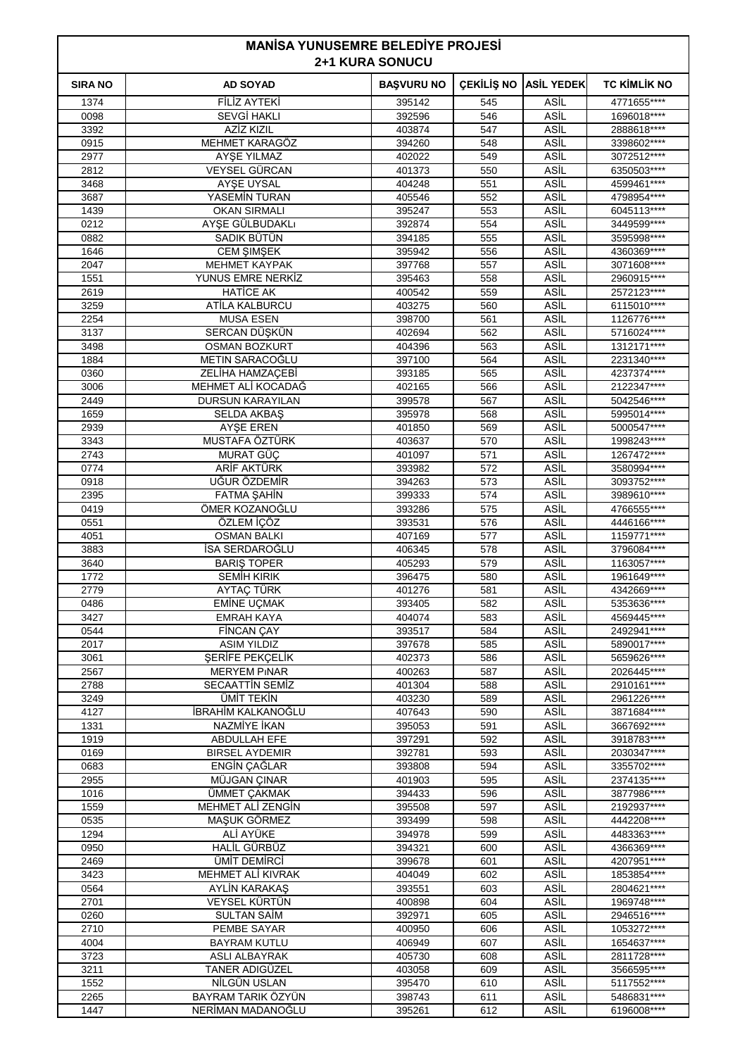| MANİSA YUNUSEMRE BELEDİYE PROJESİ 2+1 KURA SONUCU | | | | | |
|---|---|---|---|---|---|
| SIRA NO | AD SOYAD | BAŞVURU NO | ÇEKİLİŞ NO | ASİL YEDEK | TC KİMLİK NO |
| 1374 | FİLİZ AYTEKİ | 395142 | 545 | ASİL | 4771655**** |
| 0098 | SEVGİ HAKLI | 392596 | 546 | ASİL | 1696018**** |
| 3392 | AZİZ KIZIL | 403874 | 547 | ASİL | 2888618**** |
| 0915 | MEHMET KARAGÖZ | 394260 | 548 | ASİL | 3398602**** |
| 2977 | AYŞE YILMAZ | 402022 | 549 | ASİL | 3072512**** |
| 2812 | VEYSEL GÜRCAN | 401373 | 550 | ASİL | 6350503**** |
| 3468 | AYŞE UYSAL | 404248 | 551 | ASİL | 4599461**** |
| 3687 | YASEMİN TURAN | 405546 | 552 | ASİL | 4798954**** |
| 1439 | OKAN SIRMALI | 395247 | 553 | ASİL | 6045113**** |
| 0212 | AYŞE GÜLBUDAKLı | 392874 | 554 | ASİL | 3449599**** |
| 0882 | SADIK BÜTÜN | 394185 | 555 | ASİL | 3595998**** |
| 1646 | CEM ŞIMŞEK | 395942 | 556 | ASİL | 4360369**** |
| 2047 | MEHMET KAYPAK | 397768 | 557 | ASİL | 3071608**** |
| 1551 | YUNUS EMRE NERKİZ | 395463 | 558 | ASİL | 2960915**** |
| 2619 | HATİCE AK | 400542 | 559 | ASİL | 2572123**** |
| 3259 | ATİLA KALBURCU | 403275 | 560 | ASİL | 6115010**** |
| 2254 | MUSA ESEN | 398700 | 561 | ASİL | 1126776**** |
| 3137 | SERCAN DÜŞKÜN | 402694 | 562 | ASİL | 5716024**** |
| 3498 | OSMAN BOZKURT | 404396 | 563 | ASİL | 1312171**** |
| 1884 | METIN SARACOĞLU | 397100 | 564 | ASİL | 2231340**** |
| 0360 | ZELİHA HAMZAÇEBİ | 393185 | 565 | ASİL | 4237374**** |
| 3006 | MEHMET ALİ KOCADAĞ | 402165 | 566 | ASİL | 2122347**** |
| 2449 | DURSUN KARAYILAN | 399578 | 567 | ASİL | 5042546**** |
| 1659 | SELDA AKBAŞ | 395978 | 568 | ASİL | 5995014**** |
| 2939 | AYŞE EREN | 401850 | 569 | ASİL | 5000547**** |
| 3343 | MUSTAFA ÖZTÜRK | 403637 | 570 | ASİL | 1998243**** |
| 2743 | MURAT GÜÇ | 401097 | 571 | ASİL | 1267472**** |
| 0774 | ARİF AKTÜRK | 393982 | 572 | ASİL | 3580994**** |
| 0918 | UĞUR ÖZDEMİR | 394263 | 573 | ASİL | 3093752**** |
| 2395 | FATMA ŞAHİN | 399333 | 574 | ASİL | 3989610**** |
| 0419 | ÖMER KOZANOĞLU | 393286 | 575 | ASİL | 4766555**** |
| 0551 | ÖZLEM İÇÖZ | 393531 | 576 | ASİL | 4446166**** |
| 4051 | OSMAN BALKI | 407169 | 577 | ASİL | 1159771**** |
| 3883 | İSA SERDAROĞLU | 406345 | 578 | ASİL | 3796084**** |
| 3640 | BARIŞ TOPER | 405293 | 579 | ASİL | 1163057**** |
| 1772 | SEMİH KIRIK | 396475 | 580 | ASİL | 1961649**** |
| 2779 | AYTAÇ TÜRK | 401276 | 581 | ASİL | 4342669**** |
| 0486 | EMİNE UÇMAK | 393405 | 582 | ASİL | 5353636**** |
| 3427 | EMRAH KAYA | 404074 | 583 | ASİL | 4569445**** |
| 0544 | FİNCAN ÇAY | 393517 | 584 | ASİL | 2492941**** |
| 2017 | ASIM YILDIZ | 397678 | 585 | ASİL | 5890017**** |
| 3061 | ŞERİFE PEKÇELİK | 402373 | 586 | ASİL | 5659626**** |
| 2567 | MERYEM PıNAR | 400263 | 587 | ASİL | 2026445**** |
| 2788 | SECAATTİN SEMİZ | 401304 | 588 | ASİL | 2910161**** |
| 3249 | ÜMİT TEKİN | 403230 | 589 | ASİL | 2961226**** |
| 4127 | İBRAHİM KALKANOĞLU | 407643 | 590 | ASİL | 3871684**** |
| 1331 | NAZMİYE İKAN | 395053 | 591 | ASİL | 3667692**** |
| 1919 | ABDULLAH EFE | 397291 | 592 | ASİL | 3918783**** |
| 0169 | BIRSEL AYDEMIR | 392781 | 593 | ASİL | 2030347**** |
| 0683 | ENGİN ÇAĞLAR | 393808 | 594 | ASİL | 3355702**** |
| 2955 | MÜJGAN ÇINAR | 401903 | 595 | ASİL | 2374135**** |
| 1016 | ÜMMET ÇAKMAK | 394433 | 596 | ASİL | 3877986**** |
| 1559 | MEHMET ALİ ZENGİN | 395508 | 597 | ASİL | 2192937**** |
| 0535 | MAŞUK GÖRMEZ | 393499 | 598 | ASİL | 4442208**** |
| 1294 | ALİ AYÜKE | 394978 | 599 | ASİL | 4483363**** |
| 0950 | HALİL GÜRBÜZ | 394321 | 600 | ASİL | 4366369**** |
| 2469 | ÜMİT DEMİRCİ | 399678 | 601 | ASİL | 4207951**** |
| 3423 | MEHMET ALİ KIVRAK | 404049 | 602 | ASİL | 1853854**** |
| 0564 | AYLİN KARAKAŞ | 393551 | 603 | ASİL | 2804621**** |
| 2701 | VEYSEL KÜRTÜN | 400898 | 604 | ASİL | 1969748**** |
| 0260 | SULTAN SAİM | 392971 | 605 | ASİL | 2946516**** |
| 2710 | PEMBE SAYAR | 400950 | 606 | ASİL | 1053272**** |
| 4004 | BAYRAM KUTLU | 406949 | 607 | ASİL | 1654637**** |
| 3723 | ASLI ALBAYRAK | 405730 | 608 | ASİL | 2811728**** |
| 3211 | TANER ADIGÜZEL | 403058 | 609 | ASİL | 3566595**** |
| 1552 | NİLGÜN USLAN | 395470 | 610 | ASİL | 5117552**** |
| 2265 | BAYRAM TARIK ÖZYÜN | 398743 | 611 | ASİL | 5486831**** |
| 1447 | NERİMAN MADANOĞLU | 395261 | 612 | ASİL | 6196008**** |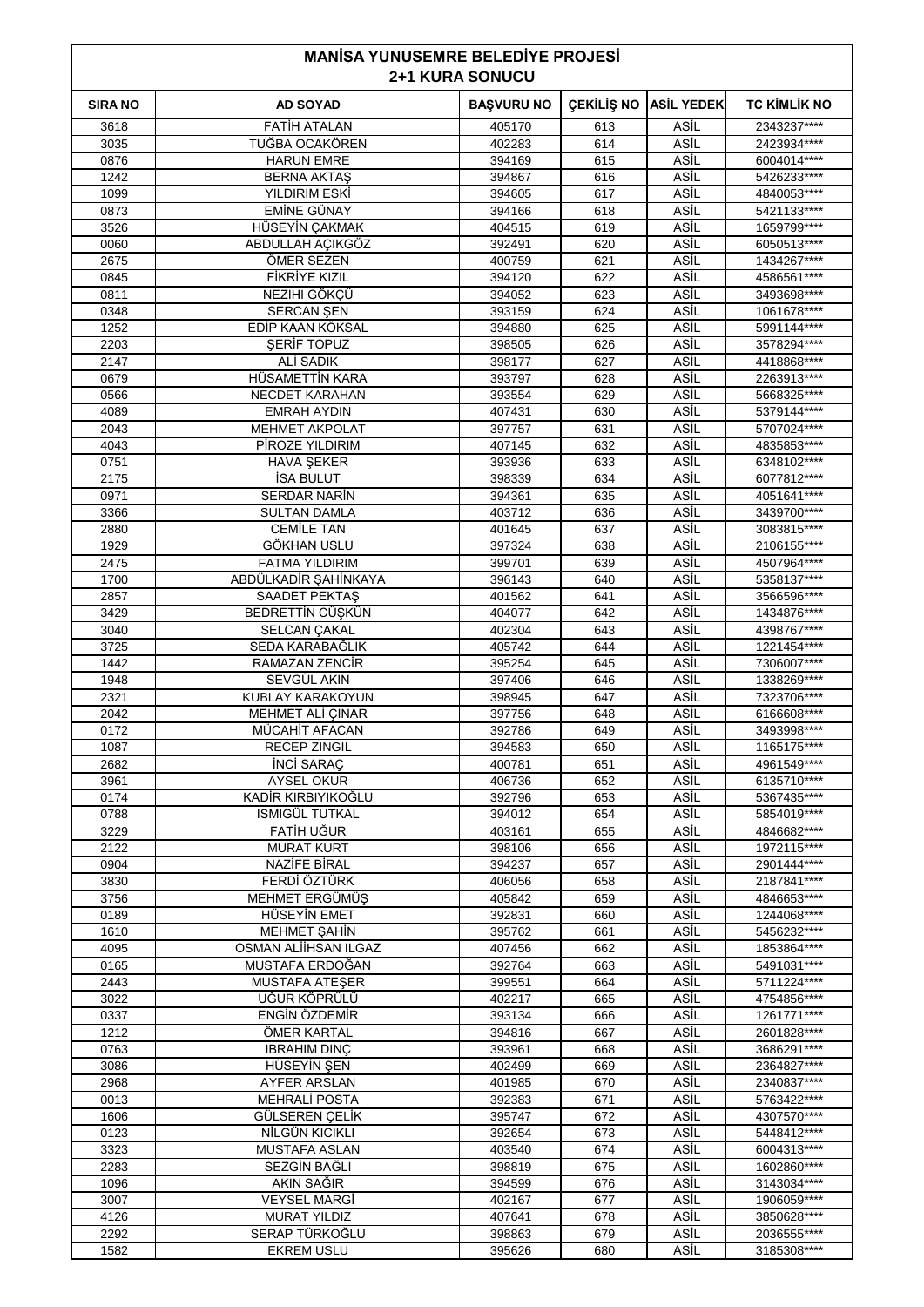# MANİSA YUNUSEMRE BELEDİYE PROJESİ
## 2+1 KURA SONUCU

| SIRA NO | AD SOYAD | BAŞVURU NO | ÇEKİLİŞ NO | ASİL YEDEK | TC KİMLİK NO |
|---|---|---|---|---|---|
| 3618 | FATİH ATALAN | 405170 | 613 | ASİL | 2343237**** |
| 3035 | TUĞBA OCAKÖREN | 402283 | 614 | ASİL | 2423934**** |
| 0876 | HARUN EMRE | 394169 | 615 | ASİL | 6004014**** |
| 1242 | BERNA AKTAŞ | 394867 | 616 | ASİL | 5426233**** |
| 1099 | YILDIRIM ESKİ | 394605 | 617 | ASİL | 4840053**** |
| 0873 | EMİNE GÜNAY | 394166 | 618 | ASİL | 5421133**** |
| 3526 | HÜSEYİN ÇAKMAK | 404515 | 619 | ASİL | 1659799**** |
| 0060 | ABDULLAH AÇIKGÖZ | 392491 | 620 | ASİL | 6050513**** |
| 2675 | ÖMER SEZEN | 400759 | 621 | ASİL | 1434267**** |
| 0845 | FİKRİYE KIZIL | 394120 | 622 | ASİL | 4586561**** |
| 0811 | NEZIHI GÖKÇÜ | 394052 | 623 | ASİL | 3493698**** |
| 0348 | SERCAN ŞEN | 393159 | 624 | ASİL | 1061678**** |
| 1252 | EDİP KAAN KÖKSAL | 394880 | 625 | ASİL | 5991144**** |
| 2203 | ŞERİF TOPUZ | 398505 | 626 | ASİL | 3578294**** |
| 2147 | ALİ SADIK | 398177 | 627 | ASİL | 4418868**** |
| 0679 | HÜSAMETTİN KARA | 393797 | 628 | ASİL | 2263913**** |
| 0566 | NECDET KARAHAN | 393554 | 629 | ASİL | 5668325**** |
| 4089 | EMRAH AYDIN | 407431 | 630 | ASİL | 5379144**** |
| 2043 | MEHMET AKPOLAT | 397757 | 631 | ASİL | 5707024**** |
| 4043 | PİROZE YILDIRIM | 407145 | 632 | ASİL | 4835853**** |
| 0751 | HAVA ŞEKER | 393936 | 633 | ASİL | 6348102**** |
| 2175 | İSA BULUT | 398339 | 634 | ASİL | 6077812**** |
| 0971 | SERDAR NARİN | 394361 | 635 | ASİL | 4051641**** |
| 3366 | SULTAN DAMLA | 403712 | 636 | ASİL | 3439700**** |
| 2880 | CEMİLE TAN | 401645 | 637 | ASİL | 3083815**** |
| 1929 | GÖKHAN USLU | 397324 | 638 | ASİL | 2106155**** |
| 2475 | FATMA YILDIRIM | 399701 | 639 | ASİL | 4507964**** |
| 1700 | ABDÜLKADİR ŞAHİNKAYA | 396143 | 640 | ASİL | 5358137**** |
| 2857 | SAADET PEKTAŞ | 401562 | 641 | ASİL | 3566596**** |
| 3429 | BEDRETTİN CÜŞKÜN | 404077 | 642 | ASİL | 1434876**** |
| 3040 | SELCAN ÇAKAL | 402304 | 643 | ASİL | 4398767**** |
| 3725 | SEDA KARABAĞLIK | 405742 | 644 | ASİL | 1221454**** |
| 1442 | RAMAZAN ZENCİR | 395254 | 645 | ASİL | 7306007**** |
| 1948 | SEVGÜL AKIN | 397406 | 646 | ASİL | 1338269**** |
| 2321 | KUBLAY KARAKOYUN | 398945 | 647 | ASİL | 7323706**** |
| 2042 | MEHMET ALİ ÇINAR | 397756 | 648 | ASİL | 6166608**** |
| 0172 | MÜCAHİT AFACAN | 392786 | 649 | ASİL | 3493998**** |
| 1087 | RECEP ZINGIL | 394583 | 650 | ASİL | 1165175**** |
| 2682 | İNCİ SARAÇ | 400781 | 651 | ASİL | 4961549**** |
| 3961 | AYSEL OKUR | 406736 | 652 | ASİL | 6135710**** |
| 0174 | KADİR KIRBIYIKOĞLU | 392796 | 653 | ASİL | 5367435**** |
| 0788 | ISMIGÜL TUTKAL | 394012 | 654 | ASİL | 5854019**** |
| 3229 | FATİH UĞUR | 403161 | 655 | ASİL | 4846682**** |
| 2122 | MURAT KURT | 398106 | 656 | ASİL | 1972115**** |
| 0904 | NAZİFE BİRAL | 394237 | 657 | ASİL | 2901444**** |
| 3830 | FERDİ ÖZTÜRK | 406056 | 658 | ASİL | 2187841**** |
| 3756 | MEHMET ERGÜMÜŞ | 405842 | 659 | ASİL | 4846653**** |
| 0189 | HÜSEYİN EMET | 392831 | 660 | ASİL | 1244068**** |
| 1610 | MEHMET ŞAHİN | 395762 | 661 | ASİL | 5456232**** |
| 4095 | OSMAN ALİİHSAN ILGAZ | 407456 | 662 | ASİL | 1853864**** |
| 0165 | MUSTAFA ERDOĞAN | 392764 | 663 | ASİL | 5491031**** |
| 2443 | MUSTAFA ATEŞER | 399551 | 664 | ASİL | 5711224**** |
| 3022 | UĞUR KÖPRÜLÜ | 402217 | 665 | ASİL | 4754856**** |
| 0337 | ENGİN ÖZDEMİR | 393134 | 666 | ASİL | 1261771**** |
| 1212 | ÖMER KARTAL | 394816 | 667 | ASİL | 2601828**** |
| 0763 | IBRAHIM DINÇ | 393961 | 668 | ASİL | 3686291**** |
| 3086 | HÜSEYİN ŞEN | 402499 | 669 | ASİL | 2364827**** |
| 2968 | AYFER ARSLAN | 401985 | 670 | ASİL | 2340837**** |
| 0013 | MEHRALİ POSTA | 392383 | 671 | ASİL | 5763422**** |
| 1606 | GÜLSEREN ÇELİK | 395747 | 672 | ASİL | 4307570**** |
| 0123 | NİLGÜN KICIKLI | 392654 | 673 | ASİL | 5448412**** |
| 3323 | MUSTAFA ASLAN | 403540 | 674 | ASİL | 6004313**** |
| 2283 | SEZGİN BAĞLI | 398819 | 675 | ASİL | 1602860**** |
| 1096 | AKIN SAĞIR | 394599 | 676 | ASİL | 3143034**** |
| 3007 | VEYSEL MARGİ | 402167 | 677 | ASİL | 1906059**** |
| 4126 | MURAT YILDIZ | 407641 | 678 | ASİL | 3850628**** |
| 2292 | SERAP TÜRKOĞLU | 398863 | 679 | ASİL | 2036555**** |
| 1582 | EKREM USLU | 395626 | 680 | ASİL | 3185308**** |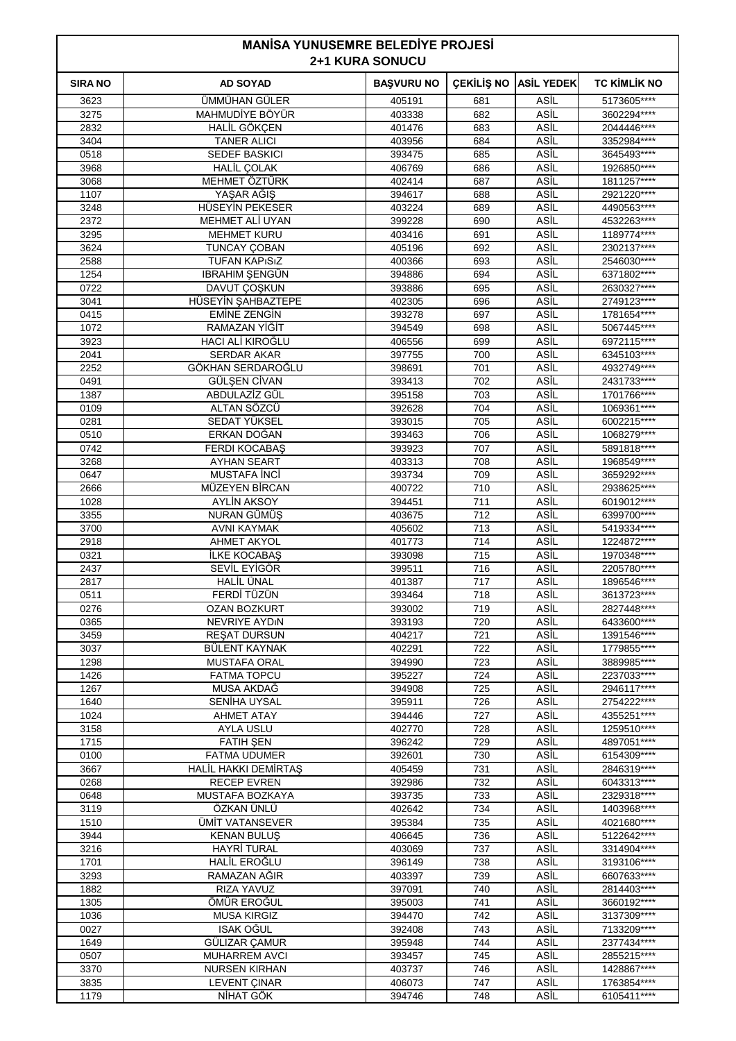## MANİSA YUNUSEMRE BELEDİYE PROJESİ
## 2+1 KURA SONUCU

| SIRA NO | AD SOYAD | BAŞVURU NO | ÇEKİLİŞ NO | ASİL YEDEK | TC KİMLİK NO |
|---|---|---|---|---|---|
| 3623 | ÜMMÜHAN GÜLER | 405191 | 681 | ASİL | 5173605**** |
| 3275 | MAHMUDİYE BÖYÜR | 403338 | 682 | ASİL | 3602294**** |
| 2832 | HALİL GÖKÇEN | 401476 | 683 | ASİL | 2044446**** |
| 3404 | TANER ALICI | 403956 | 684 | ASİL | 3352984**** |
| 0518 | SEDEF BASKICI | 393475 | 685 | ASİL | 3645493**** |
| 3968 | HALİL ÇOLAK | 406769 | 686 | ASİL | 1926850**** |
| 3068 | MEHMET ÖZTÜRK | 402414 | 687 | ASİL | 1811257**** |
| 1107 | YAŞAR AĞIŞ | 394617 | 688 | ASİL | 2921220**** |
| 3248 | HÜSEYİN PEKESER | 403224 | 689 | ASİL | 4490563**** |
| 2372 | MEHMET ALİ UYAN | 399228 | 690 | ASİL | 4532263**** |
| 3295 | MEHMET KURU | 403416 | 691 | ASİL | 1189774**** |
| 3624 | TUNCAY ÇOBAN | 405196 | 692 | ASİL | 2302137**** |
| 2588 | TUFAN KAPıSıZ | 400366 | 693 | ASİL | 2546030**** |
| 1254 | IBRAHIM ŞENGÜN | 394886 | 694 | ASİL | 6371802**** |
| 0722 | DAVUT ÇOŞKUN | 393886 | 695 | ASİL | 2630327**** |
| 3041 | HÜSEYİN ŞAHBAZTEPE | 402305 | 696 | ASİL | 2749123**** |
| 0415 | EMİNE ZENGİN | 393278 | 697 | ASİL | 1781654**** |
| 1072 | RAMAZAN YİĞİT | 394549 | 698 | ASİL | 5067445**** |
| 3923 | HACI ALİ KIROĞLU | 406556 | 699 | ASİL | 6972115**** |
| 2041 | SERDAR AKAR | 397755 | 700 | ASİL | 6345103**** |
| 2252 | GÖKHAN SERDAROĞLU | 398691 | 701 | ASİL | 4932749**** |
| 0491 | GÜLŞEN CİVAN | 393413 | 702 | ASİL | 2431733**** |
| 1387 | ABDULAZİZ GÜL | 395158 | 703 | ASİL | 1701766**** |
| 0109 | ALTAN SÖZCÜ | 392628 | 704 | ASİL | 1069361**** |
| 0281 | SEDAT YÜKSEL | 393015 | 705 | ASİL | 6002215**** |
| 0510 | ERKAN DOĞAN | 393463 | 706 | ASİL | 1068279**** |
| 0742 | FERDI KOCABAŞ | 393923 | 707 | ASİL | 5891818**** |
| 3268 | AYHAN SEART | 403313 | 708 | ASİL | 1968549**** |
| 0647 | MUSTAFA İNCİ | 393734 | 709 | ASİL | 3659292**** |
| 2666 | MÜZEYEN BİRCAN | 400722 | 710 | ASİL | 2938625**** |
| 1028 | AYLİN AKSOY | 394451 | 711 | ASİL | 6019012**** |
| 3355 | NURAN GÜMÜŞ | 403675 | 712 | ASİL | 6399700**** |
| 3700 | AVNI KAYMAK | 405602 | 713 | ASİL | 5419334**** |
| 2918 | AHMET AKYOL | 401773 | 714 | ASİL | 1224872**** |
| 0321 | İLKE KOCABAŞ | 393098 | 715 | ASİL | 1970348**** |
| 2437 | SEVİL EYİGÖR | 399511 | 716 | ASİL | 2205780**** |
| 2817 | HALİL ÜNAL | 401387 | 717 | ASİL | 1896546**** |
| 0511 | FERDİ TÜZÜN | 393464 | 718 | ASİL | 3613723**** |
| 0276 | OZAN BOZKURT | 393002 | 719 | ASİL | 2827448**** |
| 0365 | NEVRIYE AYDıN | 393193 | 720 | ASİL | 6433600**** |
| 3459 | REŞAT DURSUN | 404217 | 721 | ASİL | 1391546**** |
| 3037 | BÜLENT KAYNAK | 402291 | 722 | ASİL | 1779855**** |
| 1298 | MUSTAFA ORAL | 394990 | 723 | ASİL | 3889985**** |
| 1426 | FATMA TOPCU | 395227 | 724 | ASİL | 2237033**** |
| 1267 | MUSA AKDAĞ | 394908 | 725 | ASİL | 2946117**** |
| 1640 | SENİHA UYSAL | 395911 | 726 | ASİL | 2754222**** |
| 1024 | AHMET ATAY | 394446 | 727 | ASİL | 4355251**** |
| 3158 | AYLA USLU | 402770 | 728 | ASİL | 1259510**** |
| 1715 | FATIH ŞEN | 396242 | 729 | ASİL | 4897051**** |
| 0100 | FATMA UDUMER | 392601 | 730 | ASİL | 6154309**** |
| 3667 | HALİL HAKKI DEMİRTAŞ | 405459 | 731 | ASİL | 2846319**** |
| 0268 | RECEP EVREN | 392986 | 732 | ASİL | 6043313**** |
| 0648 | MUSTAFA BOZKAYA | 393735 | 733 | ASİL | 2329318**** |
| 3119 | ÖZKAN ÜNLÜ | 402642 | 734 | ASİL | 1403968**** |
| 1510 | ÜMİT VATANSEVER | 395384 | 735 | ASİL | 4021680**** |
| 3944 | KENAN BULUŞ | 406645 | 736 | ASİL | 5122642**** |
| 3216 | HAYRİ TURAL | 403069 | 737 | ASİL | 3314904**** |
| 1701 | HALİL EROĞLU | 396149 | 738 | ASİL | 3193106**** |
| 3293 | RAMAZAN AĞIR | 403397 | 739 | ASİL | 6607633**** |
| 1882 | RIZA YAVUZ | 397091 | 740 | ASİL | 2814403**** |
| 1305 | ÖMÜR EROĞUL | 395003 | 741 | ASİL | 3660192**** |
| 1036 | MUSA KIRGIZ | 394470 | 742 | ASİL | 3137309**** |
| 0027 | ISAK OĞUL | 392408 | 743 | ASİL | 7133209**** |
| 1649 | GÜLIZAR ÇAMUR | 395948 | 744 | ASİL | 2377434**** |
| 0507 | MUHARREM AVCI | 393457 | 745 | ASİL | 2855215**** |
| 3370 | NURSEN KIRHAN | 403737 | 746 | ASİL | 1428867**** |
| 3835 | LEVENT ÇINAR | 406073 | 747 | ASİL | 1763854**** |
| 1179 | NİHAT GÖK | 394746 | 748 | ASİL | 6105411**** |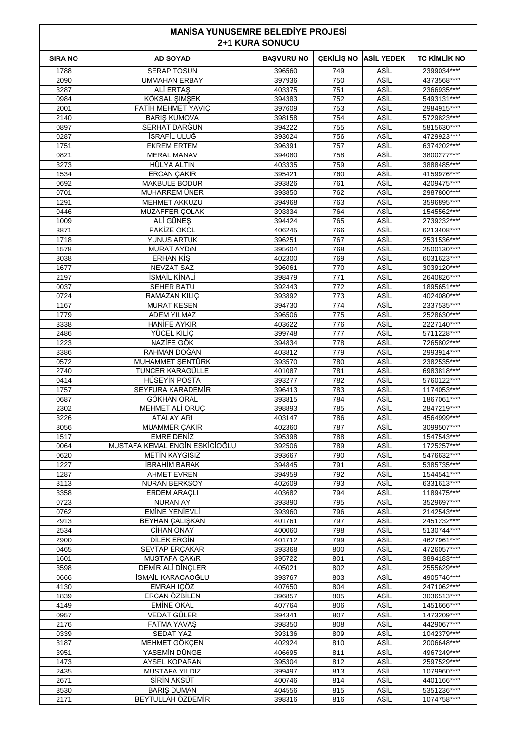# MANİSA YUNUSEMRE BELEDİYE PROJESİ
## 2+1 KURA SONUCU

| SIRA NO | AD SOYAD | BAŞVURU NO | ÇEKİLİŞ NO | ASİL YEDEK | TC KİMLİK NO |
|---|---|---|---|---|---|
| 1788 | SERAP TOSUN | 396560 | 749 | ASİL | 2399034**** |
| 2090 | UMMAHAN ERBAY | 397936 | 750 | ASİL | 4373568**** |
| 3287 | ALİ ERTAŞ | 403375 | 751 | ASİL | 2366935**** |
| 0984 | KÖKSAL ŞIMŞEK | 394383 | 752 | ASİL | 5493131**** |
| 2001 | FATİH MEHMET YAVIÇ | 397609 | 753 | ASİL | 2984915**** |
| 2140 | BARIŞ KUMOVA | 398158 | 754 | ASİL | 5729823**** |
| 0897 | SERHAT DARĞUN | 394222 | 755 | ASİL | 5815630**** |
| 0287 | İSRAFİL ULUĞ | 393024 | 756 | ASİL | 4729923**** |
| 1751 | EKREM ERTEM | 396391 | 757 | ASİL | 6374202**** |
| 0821 | MERAL MANAV | 394080 | 758 | ASİL | 3800277**** |
| 3273 | HÜLYA ALTIN | 403335 | 759 | ASİL | 3888485**** |
| 1534 | ERCAN ÇAKIR | 395421 | 760 | ASİL | 4159976**** |
| 0692 | MAKBULE BODUR | 393826 | 761 | ASİL | 4209475**** |
| 0701 | MUHARREM ÜNER | 393850 | 762 | ASİL | 2987800**** |
| 1291 | MEHMET AKKUZU | 394968 | 763 | ASİL | 3596895**** |
| 0446 | MUZAFFER ÇOLAK | 393334 | 764 | ASİL | 1545562**** |
| 1009 | ALİ GÜNEŞ | 394424 | 765 | ASİL | 2739232**** |
| 3871 | PAKİZE OKOL | 406245 | 766 | ASİL | 6213408**** |
| 1718 | YUNUS ARTUK | 396251 | 767 | ASİL | 2531536**** |
| 1578 | MURAT AYDıN | 395604 | 768 | ASİL | 2500130**** |
| 3038 | ERHAN KİŞİ | 402300 | 769 | ASİL | 6031623**** |
| 1677 | NEVZAT SAZ | 396061 | 770 | ASİL | 3039120**** |
| 2197 | İSMAİL KİNALİ | 398479 | 771 | ASİL | 2640826**** |
| 0037 | SEHER BATU | 392443 | 772 | ASİL | 1895651**** |
| 0724 | RAMAZAN KILIÇ | 393892 | 773 | ASİL | 4024080**** |
| 1167 | MURAT KESEN | 394730 | 774 | ASİL | 2337535**** |
| 1779 | ADEM YILMAZ | 396506 | 775 | ASİL | 2528630**** |
| 3338 | HANİFE AYKIR | 403622 | 776 | ASİL | 2227140**** |
| 2486 | YÜCEL KILİÇ | 399748 | 777 | ASİL | 5711228**** |
| 1223 | NAZİFE GÖK | 394834 | 778 | ASİL | 7265802**** |
| 3386 | RAHMAN DOĞAN | 403812 | 779 | ASİL | 2993914**** |
| 0572 | MUHAMMET ŞENTÜRK | 393570 | 780 | ASİL | 2382535**** |
| 2740 | TUNCER KARAGÜLLE | 401087 | 781 | ASİL | 6983818**** |
| 0414 | HÜSEYİN POSTA | 393277 | 782 | ASİL | 5760122**** |
| 1757 | SEYFURA KARADEMİR | 396413 | 783 | ASİL | 1174053**** |
| 0687 | GÖKHAN ORAL | 393815 | 784 | ASİL | 1867061**** |
| 2302 | MEHMET ALİ ORUÇ | 398893 | 785 | ASİL | 2847219**** |
| 3226 | ATALAY ARI | 403147 | 786 | ASİL | 4564999**** |
| 3056 | MUAMMER ÇAKIR | 402360 | 787 | ASİL | 3099507**** |
| 1517 | EMRE DENİZ | 395398 | 788 | ASİL | 1547543**** |
| 0064 | MUSTAFA KEMAL ENGİN ESKİCİOĞLU | 392506 | 789 | ASİL | 1725257**** |
| 0620 | METİN KAYGISIZ | 393667 | 790 | ASİL | 5476632**** |
| 1227 | İBRAHİM BARAK | 394845 | 791 | ASİL | 5385735**** |
| 1287 | AHMET EVREN | 394959 | 792 | ASİL | 1544541**** |
| 3113 | NURAN BERKSOY | 402609 | 793 | ASİL | 6331613**** |
| 3358 | ERDEM ARAÇLI | 403682 | 794 | ASİL | 1189475**** |
| 0723 | NURAN AY | 393890 | 795 | ASİL | 3529697**** |
| 0762 | EMİNE YENİEVLİ | 393960 | 796 | ASİL | 2142543**** |
| 2913 | BEYHAN ÇALIŞKAN | 401761 | 797 | ASİL | 2451232**** |
| 2534 | CİHAN ONAY | 400060 | 798 | ASİL | 5130744**** |
| 2900 | DİLEK ERGİN | 401712 | 799 | ASİL | 4627961**** |
| 0465 | SEVTAP ERÇAKAR | 393368 | 800 | ASİL | 4726057**** |
| 1601 | MUSTAFA ÇAKıR | 395722 | 801 | ASİL | 3894183**** |
| 3598 | DEMİR ALİ DİNÇLER | 405021 | 802 | ASİL | 2555629**** |
| 0666 | İSMAİL KARACAOĞLU | 393767 | 803 | ASİL | 4905746**** |
| 4130 | EMRAH IÇÖZ | 407650 | 804 | ASİL | 2471062**** |
| 1839 | ERCAN ÖZBİLEN | 396857 | 805 | ASİL | 3036513**** |
| 4149 | EMİNE OKAL | 407764 | 806 | ASİL | 1451666**** |
| 0957 | VEDAT GÜLER | 394341 | 807 | ASİL | 1473209**** |
| 2176 | FATMA YAVAŞ | 398350 | 808 | ASİL | 4429067**** |
| 0339 | SEDAT YAZ | 393136 | 809 | ASİL | 1042379**** |
| 3187 | MEHMET GÖKÇEN | 402924 | 810 | ASİL | 2006648**** |
| 3951 | YASEMİN DÜNGE | 406695 | 811 | ASİL | 4967249**** |
| 1473 | AYSEL KOPARAN | 395304 | 812 | ASİL | 2597529**** |
| 2435 | MUSTAFA YILDIZ | 399497 | 813 | ASİL | 1079960**** |
| 2671 | ŞİRİN AKSÜT | 400746 | 814 | ASİL | 4401166**** |
| 3530 | BARIŞ DUMAN | 404556 | 815 | ASİL | 5351236**** |
| 2171 | BEYTULLAH ÖZDEMİR | 398316 | 816 | ASİL | 1074758**** |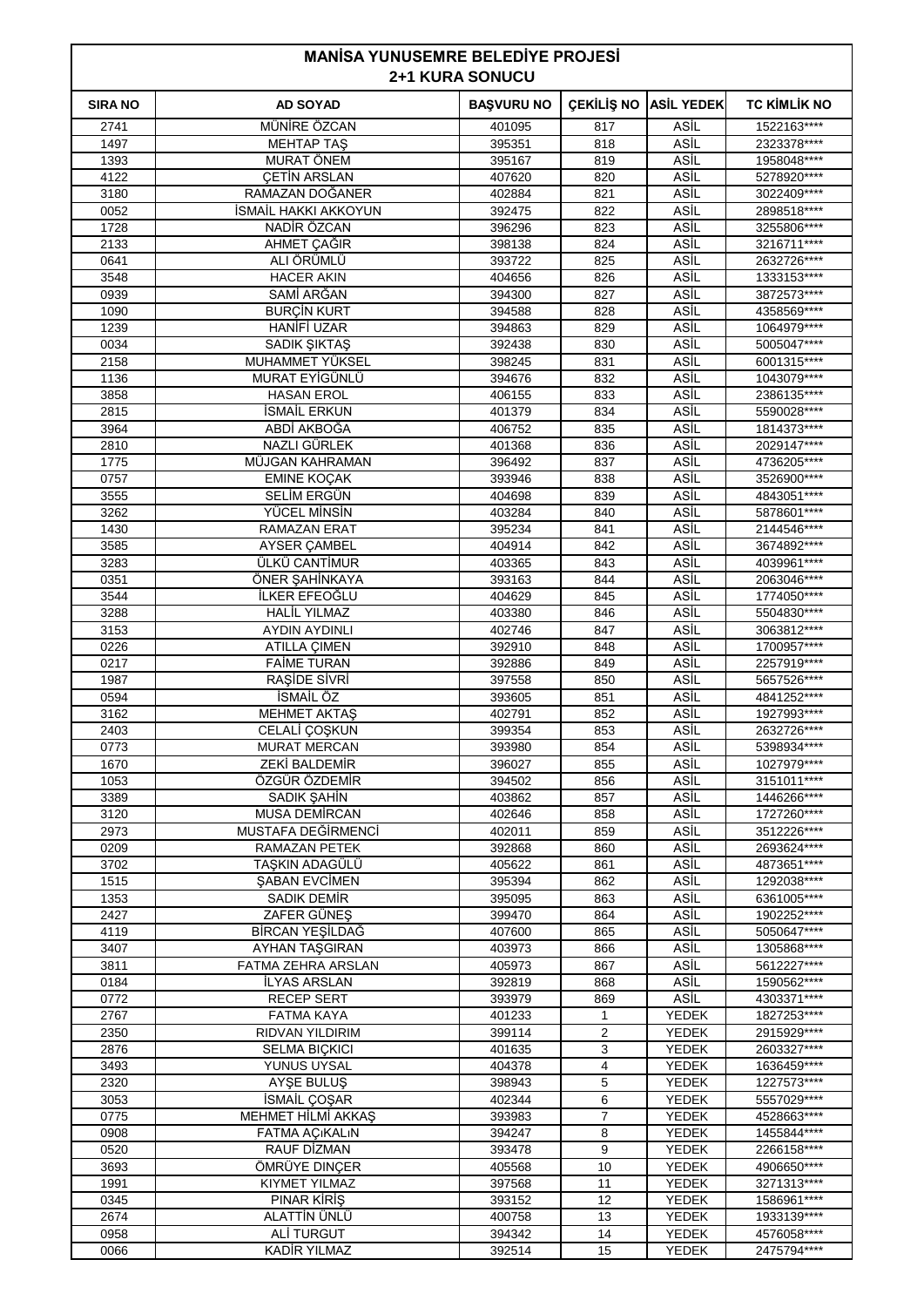# MANİSA YUNUSEMRE BELEDİYE PROJESİ
## 2+1 KURA SONUCU

| SIRA NO | AD SOYAD | BAŞVURU NO | ÇEKİLİŞ NO | ASİL YEDEK | TC KİMLİK NO |
|---|---|---|---|---|---|
| 2741 | MÜNİRE ÖZCAN | 401095 | 817 | ASİL | 1522163**** |
| 1497 | MEHTAP TAŞ | 395351 | 818 | ASİL | 2323378**** |
| 1393 | MURAT ÖNEM | 395167 | 819 | ASİL | 1958048**** |
| 4122 | ÇETİN ARSLAN | 407620 | 820 | ASİL | 5278920**** |
| 3180 | RAMAZAN DOĞANER | 402884 | 821 | ASİL | 3022409**** |
| 0052 | İSMAİL HAKKI AKKOYUN | 392475 | 822 | ASİL | 2898518**** |
| 1728 | NADİR ÖZCAN | 396296 | 823 | ASİL | 3255806**** |
| 2133 | AHMET ÇAĞIR | 398138 | 824 | ASİL | 3216711**** |
| 0641 | ALI ÖRÜMLÜ | 393722 | 825 | ASİL | 2632726**** |
| 3548 | HACER AKIN | 404656 | 826 | ASİL | 1333153**** |
| 0939 | SAMİ ARĞAN | 394300 | 827 | ASİL | 3872573**** |
| 1090 | BURÇİN KURT | 394588 | 828 | ASİL | 4358569**** |
| 1239 | HANİFİ UZAR | 394863 | 829 | ASİL | 1064979**** |
| 0034 | SADIK ŞIKTAŞ | 392438 | 830 | ASİL | 5005047**** |
| 2158 | MUHAMMET YÜKSEL | 398245 | 831 | ASİL | 6001315**** |
| 1136 | MURAT EYİGÜNLÜ | 394676 | 832 | ASİL | 1043079**** |
| 3858 | HASAN EROL | 406155 | 833 | ASİL | 2386135**** |
| 2815 | İSMAİL ERKUN | 401379 | 834 | ASİL | 5590028**** |
| 3964 | ABDİ AKBOĞA | 406752 | 835 | ASİL | 1814373**** |
| 2810 | NAZLI GÜRLEK | 401368 | 836 | ASİL | 2029147**** |
| 1775 | MÜJGAN KAHRAMAN | 396492 | 837 | ASİL | 4736205**** |
| 0757 | EMİNE KOÇAK | 393946 | 838 | ASİL | 3526900**** |
| 3555 | SELİM ERGÜN | 404698 | 839 | ASİL | 4843051**** |
| 3262 | YÜCEL MİNSİN | 403284 | 840 | ASİL | 5878601**** |
| 1430 | RAMAZAN ERAT | 395234 | 841 | ASİL | 2144546**** |
| 3585 | AYSER ÇAMBEL | 404914 | 842 | ASİL | 3674892**** |
| 3283 | ÜLKÜ CANTİMUR | 403365 | 843 | ASİL | 4039961**** |
| 0351 | ÖNER ŞAHİNKAYA | 393163 | 844 | ASİL | 2063046**** |
| 3544 | İLKER EFEOĞLU | 404629 | 845 | ASİL | 1774050**** |
| 3288 | HALİL YILMAZ | 403380 | 846 | ASİL | 5504830**** |
| 3153 | AYDIN AYDINLI | 402746 | 847 | ASİL | 3063812**** |
| 0226 | ATILLA ÇİMEN | 392910 | 848 | ASİL | 1700957**** |
| 0217 | FAİME TURAN | 392886 | 849 | ASİL | 2257919**** |
| 1987 | RAŞİDE SİVRİ | 397558 | 850 | ASİL | 5657526**** |
| 0594 | İSMAİL ÖZ | 393605 | 851 | ASİL | 4841252**** |
| 3162 | MEHMET AKTAŞ | 402791 | 852 | ASİL | 1927993**** |
| 2403 | CELALİ ÇOŞKUN | 399354 | 853 | ASİL | 2632726**** |
| 0773 | MURAT MERCAN | 393980 | 854 | ASİL | 5398934**** |
| 1670 | ZEKİ BALDEMİR | 396027 | 855 | ASİL | 1027979**** |
| 1053 | ÖZGÜR ÖZDEMİR | 394502 | 856 | ASİL | 3151011**** |
| 3389 | SADIK ŞAHİN | 403862 | 857 | ASİL | 1446266**** |
| 3120 | MUSA DEMİRCAN | 402646 | 858 | ASİL | 1727260**** |
| 2973 | MUSTAFA DEĞİRMENCİ | 402011 | 859 | ASİL | 3512226**** |
| 0209 | RAMAZAN PETEK | 392868 | 860 | ASİL | 2693624**** |
| 3702 | TAŞKIN ADAGÜLÜ | 405622 | 861 | ASİL | 4873651**** |
| 1515 | ŞABAN EVCİMEN | 395394 | 862 | ASİL | 1292038**** |
| 1353 | SADIK DEMİR | 395095 | 863 | ASİL | 6361005**** |
| 2427 | ZAFER GÜNEŞ | 399470 | 864 | ASİL | 1902252**** |
| 4119 | BİRCAN YEŞİLDAĞ | 407600 | 865 | ASİL | 5050647**** |
| 3407 | AYHAN TAŞGIRAN | 403973 | 866 | ASİL | 1305868**** |
| 3811 | FATMA ZEHRA ARSLAN | 405973 | 867 | ASİL | 5612227**** |
| 0184 | İLYAS ARSLAN | 392819 | 868 | ASİL | 1590562**** |
| 0772 | RECEP SERT | 393979 | 869 | ASİL | 4303371**** |
| 2767 | FATMA KAYA | 401233 | 1 | YEDEK | 1827253**** |
| 2350 | RIDVAN YILDIRIM | 399114 | 2 | YEDEK | 2915929**** |
| 2876 | SELMA BIÇKICI | 401635 | 3 | YEDEK | 2603327**** |
| 3493 | YUNUS UYSAL | 404378 | 4 | YEDEK | 1636459**** |
| 2320 | AYŞE BULUŞ | 398943 | 5 | YEDEK | 1227573**** |
| 3053 | İSMAİL ÇOŞAR | 402344 | 6 | YEDEK | 5557029**** |
| 0775 | MEHMET HİLMİ AKKAŞ | 393983 | 7 | YEDEK | 4528663**** |
| 0908 | FATMA AÇıKALıN | 394247 | 8 | YEDEK | 1455844**** |
| 0520 | RAUF DİZMAN | 393478 | 9 | YEDEK | 2266158**** |
| 3693 | ÖMRÜYE DINÇER | 405568 | 10 | YEDEK | 4906650**** |
| 1991 | KIYMET YILMAZ | 397568 | 11 | YEDEK | 3271313**** |
| 0345 | PINAR KİRİŞ | 393152 | 12 | YEDEK | 1586961**** |
| 2674 | ALATTİN ÜNLÜ | 400758 | 13 | YEDEK | 1933139**** |
| 0958 | ALİ TURGUT | 394342 | 14 | YEDEK | 4576058**** |
| 0066 | KADİR YILMAZ | 392514 | 15 | YEDEK | 2475794**** |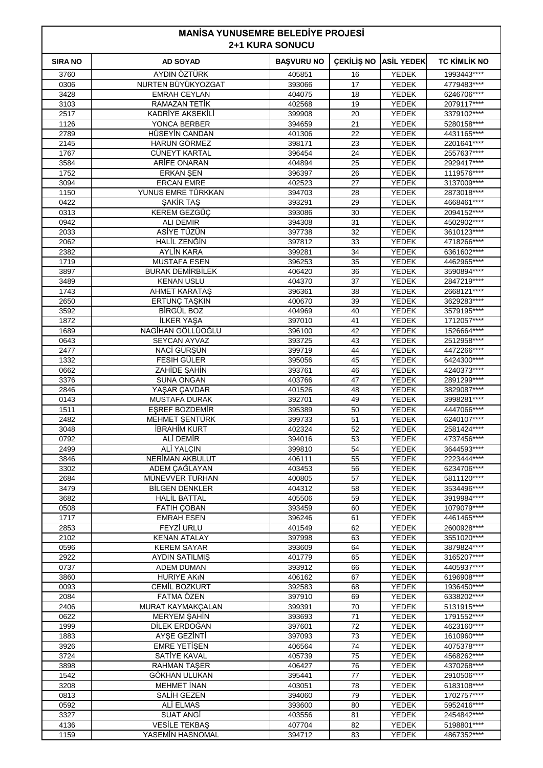# MANİSA YUNUSEMRE BELEDİYE PROJESİ
## 2+1 KURA SONUCU

| SIRA NO | AD SOYAD | BAŞVURU NO | ÇEKİLİŞ NO | ASİL YEDEK | TC KİMLİK NO |
|---|---|---|---|---|---|
| 3760 | AYDIN ÖZTÜRK | 405851 | 16 | YEDEK | 1993443**** |
| 0306 | NURTEN BÜYÜKYOZGAT | 393066 | 17 | YEDEK | 4779483**** |
| 3428 | EMRAH CEYLAN | 404075 | 18 | YEDEK | 6246706**** |
| 3103 | RAMAZAN TETİK | 402568 | 19 | YEDEK | 2079117**** |
| 2517 | KADRİYE AKSEKİLİ | 399908 | 20 | YEDEK | 3379102**** |
| 1126 | YONCA BERBER | 394659 | 21 | YEDEK | 5280158**** |
| 2789 | HÜSEYİN CANDAN | 401306 | 22 | YEDEK | 4431165**** |
| 2145 | HARUN GÖRMEZ | 398171 | 23 | YEDEK | 2201641**** |
| 1767 | CÜNEYT KARTAL | 396454 | 24 | YEDEK | 2557637**** |
| 3584 | ARİFE ONARAN | 404894 | 25 | YEDEK | 2929417**** |
| 1752 | ERKAN ŞEN | 396397 | 26 | YEDEK | 1119576**** |
| 3094 | ERCAN EMRE | 402523 | 27 | YEDEK | 3137009**** |
| 1150 | YUNUS EMRE TÜRKKAN | 394703 | 28 | YEDEK | 2873018**** |
| 0422 | ŞAKİR TAŞ | 393291 | 29 | YEDEK | 4668461**** |
| 0313 | KEREM GEZGÜÇ | 393086 | 30 | YEDEK | 2094152**** |
| 0942 | ALI DEMIR | 394308 | 31 | YEDEK | 4502902**** |
| 2033 | ASİYE TÜZÜN | 397738 | 32 | YEDEK | 3610123**** |
| 2062 | HALİL ZENĞİN | 397812 | 33 | YEDEK | 4718266**** |
| 2382 | AYLİN KARA | 399281 | 34 | YEDEK | 6361602**** |
| 1719 | MUSTAFA ESEN | 396253 | 35 | YEDEK | 4462965**** |
| 3897 | BURAK DEMİRBİLEK | 406420 | 36 | YEDEK | 3590894**** |
| 3489 | KENAN USLU | 404370 | 37 | YEDEK | 2847219**** |
| 1743 | AHMET KARATAŞ | 396361 | 38 | YEDEK | 2668121**** |
| 2650 | ERTUNÇ TAŞKIN | 400670 | 39 | YEDEK | 3629283**** |
| 3592 | BİRGÜL BOZ | 404969 | 40 | YEDEK | 3579195**** |
| 1872 | İLKER YAŞA | 397010 | 41 | YEDEK | 1712057**** |
| 1689 | NAGİHAN GÖLLÜOĞLU | 396100 | 42 | YEDEK | 1526664**** |
| 0643 | SEYCAN AYVAZ | 393725 | 43 | YEDEK | 2512958**** |
| 2477 | NACİ GÜRŞÜN | 399719 | 44 | YEDEK | 4472266**** |
| 1332 | FESIH GÜLER | 395056 | 45 | YEDEK | 6424300**** |
| 0662 | ZAHİDE ŞAHİN | 393761 | 46 | YEDEK | 4240373**** |
| 3376 | SUNA ONGAN | 403766 | 47 | YEDEK | 2891299**** |
| 2846 | YAŞAR ÇAVDAR | 401526 | 48 | YEDEK | 3829087**** |
| 0143 | MUSTAFA DURAK | 392701 | 49 | YEDEK | 3998281**** |
| 1511 | EŞREF BOZDEMİR | 395389 | 50 | YEDEK | 4447066**** |
| 2482 | MEHMET ŞENTÜRK | 399733 | 51 | YEDEK | 6240107**** |
| 3048 | İBRAHİM KURT | 402324 | 52 | YEDEK | 2581424**** |
| 0792 | ALİ DEMİR | 394016 | 53 | YEDEK | 4737456**** |
| 2499 | ALİ YALÇIN | 399810 | 54 | YEDEK | 3644593**** |
| 3846 | NERİMAN AKBULUT | 406111 | 55 | YEDEK | 2223444**** |
| 3302 | ADEM ÇAĞLAYAN | 403453 | 56 | YEDEK | 6234706**** |
| 2684 | MÜNEVVER TURHAN | 400805 | 57 | YEDEK | 5811120**** |
| 3479 | BİLGEN DENKLER | 404312 | 58 | YEDEK | 3534496**** |
| 3682 | HALİL BATTAL | 405506 | 59 | YEDEK | 3919984**** |
| 0508 | FATIH ÇOBAN | 393459 | 60 | YEDEK | 1079079**** |
| 1717 | EMRAH ESEN | 396246 | 61 | YEDEK | 4461465**** |
| 2853 | FEYZİ URLU | 401549 | 62 | YEDEK | 2600928**** |
| 2102 | KENAN ATALAY | 397998 | 63 | YEDEK | 3551020**** |
| 0596 | KEREM SAYAR | 393609 | 64 | YEDEK | 3879824**** |
| 2922 | AYDIN SATILMIŞ | 401779 | 65 | YEDEK | 3165207**** |
| 0737 | ADEM DUMAN | 393912 | 66 | YEDEK | 4405937**** |
| 3860 | HURIYE AKıN | 406162 | 67 | YEDEK | 6196908**** |
| 0093 | CEMİL BOZKURT | 392583 | 68 | YEDEK | 1936450**** |
| 2084 | FATMA ÖZEN | 397910 | 69 | YEDEK | 6338202**** |
| 2406 | MURAT KAYMAKÇALAN | 399391 | 70 | YEDEK | 5131915**** |
| 0622 | MERYEM ŞAHİN | 393693 | 71 | YEDEK | 1791552**** |
| 1999 | DİLEK ERDOĞAN | 397601 | 72 | YEDEK | 4623160**** |
| 1883 | AYŞE GEZİNTİ | 397093 | 73 | YEDEK | 1610960**** |
| 3926 | EMRE YETİŞEN | 406564 | 74 | YEDEK | 4075378**** |
| 3724 | SATİYE KAVAL | 405739 | 75 | YEDEK | 4568262**** |
| 3898 | RAHMAN TAŞER | 406427 | 76 | YEDEK | 4370268**** |
| 1542 | GÖKHAN ULUKAN | 395441 | 77 | YEDEK | 2910506**** |
| 3208 | MEHMET İNAN | 403051 | 78 | YEDEK | 6183108**** |
| 0813 | SALİH GEZEN | 394060 | 79 | YEDEK | 1702757**** |
| 0592 | ALİ ELMAS | 393600 | 80 | YEDEK | 5952416**** |
| 3327 | SUAT ANGİ | 403556 | 81 | YEDEK | 2454842**** |
| 4136 | VESİLE TEKBAŞ | 407704 | 82 | YEDEK | 5198801**** |
| 1159 | YASEMİN HASNOMAL | 394712 | 83 | YEDEK | 4867352**** |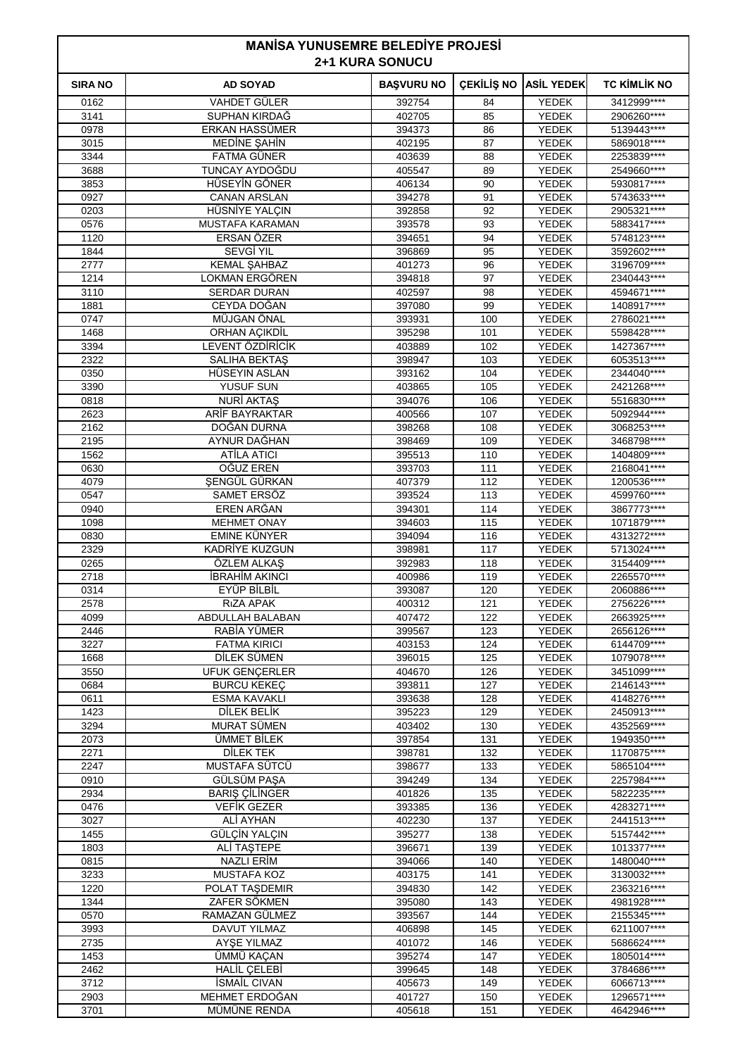# MANİSA YUNUSEMRE BELEDİYE PROJESİ
## 2+1 KURA SONUCU

| SIRA NO | AD SOYAD | BAŞVURU NO | ÇEKİLİŞ NO | ASİL YEDEK | TC KİMLİK NO |
|---|---|---|---|---|---|
| 0162 | VAHDET GÜLER | 392754 | 84 | YEDEK | 3412999**** |
| 3141 | SUPHAN KIRDAĞ | 402705 | 85 | YEDEK | 2906260**** |
| 0978 | ERKAN HASSÜMER | 394373 | 86 | YEDEK | 5139443**** |
| 3015 | MEDİNE ŞAHİN | 402195 | 87 | YEDEK | 5869018**** |
| 3344 | FATMA GÜNER | 403639 | 88 | YEDEK | 2253839**** |
| 3688 | TUNCAY AYDOĞDU | 405547 | 89 | YEDEK | 2549660**** |
| 3853 | HÜSEYİN GÖNER | 406134 | 90 | YEDEK | 5930817**** |
| 0927 | CANAN ARSLAN | 394278 | 91 | YEDEK | 5743633**** |
| 0203 | HÜSNİYE YALÇIN | 392858 | 92 | YEDEK | 2905321**** |
| 0576 | MUSTAFA KARAMAN | 393578 | 93 | YEDEK | 5883417**** |
| 1120 | ERSAN ÖZER | 394651 | 94 | YEDEK | 5748123**** |
| 1844 | SEVGİ YIL | 396869 | 95 | YEDEK | 3592602**** |
| 2777 | KEMAL ŞAHBAZ | 401273 | 96 | YEDEK | 3196709**** |
| 1214 | LOKMAN ERGÖREN | 394818 | 97 | YEDEK | 2340443**** |
| 3110 | SERDAR DURAN | 402597 | 98 | YEDEK | 4594671**** |
| 1881 | CEYDA DOĞAN | 397080 | 99 | YEDEK | 1408917**** |
| 0747 | MÜJGAN ÖNAL | 393931 | 100 | YEDEK | 2786021**** |
| 1468 | ORHAN AÇIKDİL | 395298 | 101 | YEDEK | 5598428**** |
| 3394 | LEVENT ÖZDİRİCİK | 403889 | 102 | YEDEK | 1427367**** |
| 2322 | SALIHA BEKTAŞ | 398947 | 103 | YEDEK | 6053513**** |
| 0350 | HÜSEYIN ASLAN | 393162 | 104 | YEDEK | 2344040**** |
| 3390 | YUSUF SUN | 403865 | 105 | YEDEK | 2421268**** |
| 0818 | NURİ AKTAŞ | 394076 | 106 | YEDEK | 5516830**** |
| 2623 | ARİF BAYRAKTAR | 400566 | 107 | YEDEK | 5092944**** |
| 2162 | DOĞAN DURNA | 398268 | 108 | YEDEK | 3068253**** |
| 2195 | AYNUR DAĞHAN | 398469 | 109 | YEDEK | 3468798**** |
| 1562 | ATİLA ATICI | 395513 | 110 | YEDEK | 1404809**** |
| 0630 | OĞUZ EREN | 393703 | 111 | YEDEK | 2168041**** |
| 4079 | ŞENGÜL GÜRKAN | 407379 | 112 | YEDEK | 1200536**** |
| 0547 | SAMET ERSÖZ | 393524 | 113 | YEDEK | 4599760**** |
| 0940 | EREN ARĞAN | 394301 | 114 | YEDEK | 3867773**** |
| 1098 | MEHMET ONAY | 394603 | 115 | YEDEK | 1071879**** |
| 0830 | EMINE KÜNYER | 394094 | 116 | YEDEK | 4313272**** |
| 2329 | KADRİYE KUZGUN | 398981 | 117 | YEDEK | 5713024**** |
| 0265 | ÖZLEM ALKAŞ | 392983 | 118 | YEDEK | 3154409**** |
| 2718 | İBRAHİM AKINCI | 400986 | 119 | YEDEK | 2265570**** |
| 0314 | EYÜP BİLBİL | 393087 | 120 | YEDEK | 2060886**** |
| 2578 | RıZA APAK | 400312 | 121 | YEDEK | 2756226**** |
| 4099 | ABDULLAH BALABAN | 407472 | 122 | YEDEK | 2663925**** |
| 2446 | RABİA YÜMER | 399567 | 123 | YEDEK | 2656126**** |
| 3227 | FATMA KIRICI | 403153 | 124 | YEDEK | 6144709**** |
| 1668 | DİLEK SÜMEN | 396015 | 125 | YEDEK | 1079078**** |
| 3550 | UFUK GENÇERLER | 404670 | 126 | YEDEK | 3451099**** |
| 0684 | BURCU KEKEÇ | 393811 | 127 | YEDEK | 2146143**** |
| 0611 | ESMA KAVAKLI | 393638 | 128 | YEDEK | 4148276**** |
| 1423 | DİLEK BELİK | 395223 | 129 | YEDEK | 2450913**** |
| 3294 | MURAT SÜMEN | 403402 | 130 | YEDEK | 4352569**** |
| 2073 | ÜMMET BİLEK | 397854 | 131 | YEDEK | 1949350**** |
| 2271 | DİLEK TEK | 398781 | 132 | YEDEK | 1170875**** |
| 2247 | MUSTAFA SÜTCÜ | 398677 | 133 | YEDEK | 5865104**** |
| 0910 | GÜLSÜM PAŞA | 394249 | 134 | YEDEK | 2257984**** |
| 2934 | BARIŞ ÇİLİNGER | 401826 | 135 | YEDEK | 5822235**** |
| 0476 | VEFİK GEZER | 393385 | 136 | YEDEK | 4283271**** |
| 3027 | ALİ AYHAN | 402230 | 137 | YEDEK | 2441513**** |
| 1455 | GÜLÇİN YALÇIN | 395277 | 138 | YEDEK | 5157442**** |
| 1803 | ALİ TAŞTEPE | 396671 | 139 | YEDEK | 1013377**** |
| 0815 | NAZLI ERİM | 394066 | 140 | YEDEK | 1480040**** |
| 3233 | MUSTAFA KOZ | 403175 | 141 | YEDEK | 3130032**** |
| 1220 | POLAT TAŞDEMIR | 394830 | 142 | YEDEK | 2363216**** |
| 1344 | ZAFER SÖKMEN | 395080 | 143 | YEDEK | 4981928**** |
| 0570 | RAMAZAN GÜLMEZ | 393567 | 144 | YEDEK | 2155345**** |
| 3993 | DAVUT YILMAZ | 406898 | 145 | YEDEK | 6211007**** |
| 2735 | AYŞE YILMAZ | 401072 | 146 | YEDEK | 5686624**** |
| 1453 | ÜMMÜ KAÇAN | 395274 | 147 | YEDEK | 1805014**** |
| 2462 | HALİL ÇELEBİ | 399645 | 148 | YEDEK | 3784686**** |
| 3712 | İSMAİL CIVAN | 405673 | 149 | YEDEK | 6066713**** |
| 2903 | MEHMET ERDOĞAN | 401727 | 150 | YEDEK | 1296571**** |
| 3701 | MÜMÜNE RENDA | 405618 | 151 | YEDEK | 4642946**** |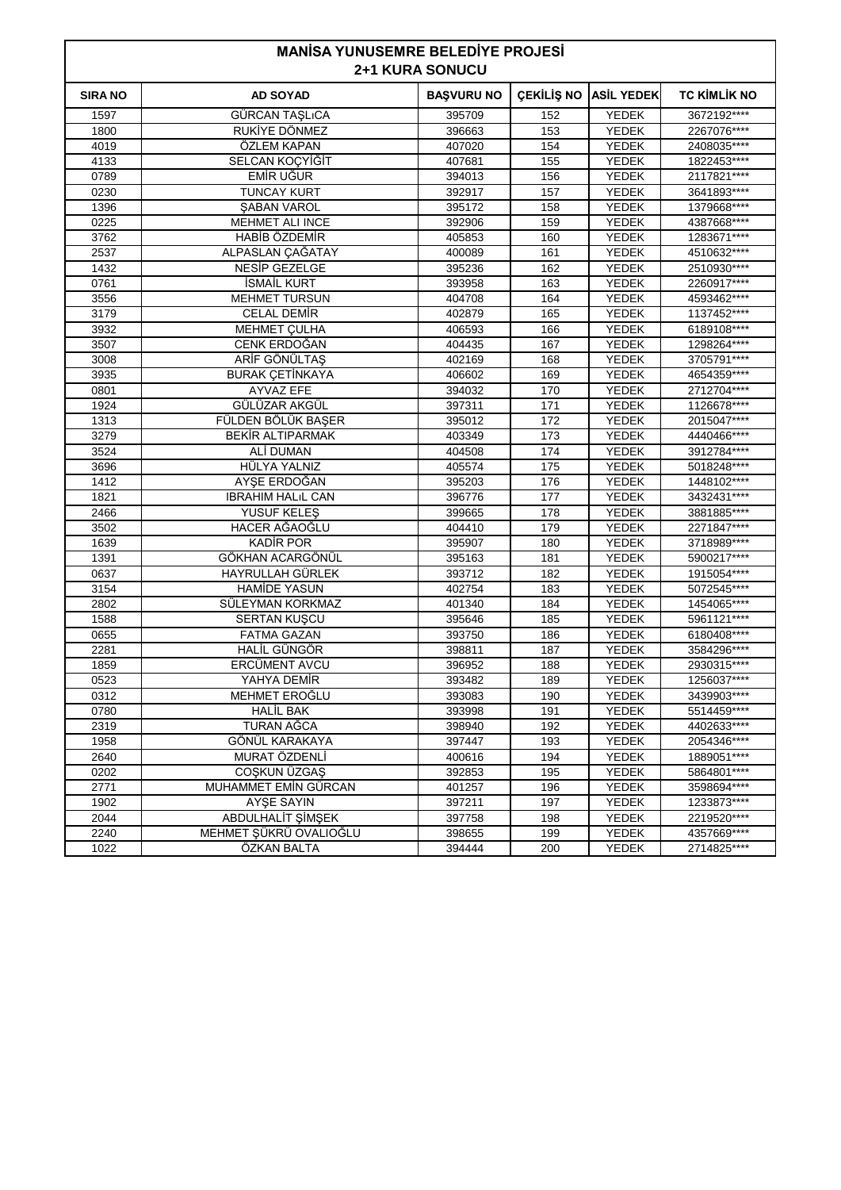# MANİSA YUNUSEMRE BELEDİYE PROJESİ
## 2+1 KURA SONUCU

| SIRA NO | AD SOYAD | BAŞVURU NO | ÇEKİLİŞ NO | ASİL YEDEK | TC KİMLİK NO |
|---|---|---|---|---|---|
| 1597 | GÜRCAN TAŞLıCA | 395709 | 152 | YEDEK | 3672192**** |
| 1800 | RUKİYE DÖNMEZ | 396663 | 153 | YEDEK | 2267076**** |
| 4019 | ÖZLEM KAPAN | 407020 | 154 | YEDEK | 2408035**** |
| 4133 | SELCAN KOÇYİĞİT | 407681 | 155 | YEDEK | 1822453**** |
| 0789 | EMİR UĞUR | 394013 | 156 | YEDEK | 2117821**** |
| 0230 | TUNCAY KURT | 392917 | 157 | YEDEK | 3641893**** |
| 1396 | ŞABAN VAROL | 395172 | 158 | YEDEK | 1379668**** |
| 0225 | MEHMET ALI INCE | 392906 | 159 | YEDEK | 4387668**** |
| 3762 | HABİB ÖZDEMİR | 405853 | 160 | YEDEK | 1283671**** |
| 2537 | ALPASLAN ÇAĞATAY | 400089 | 161 | YEDEK | 4510632**** |
| 1432 | NESİP GEZELGE | 395236 | 162 | YEDEK | 2510930**** |
| 0761 | İSMAİL KURT | 393958 | 163 | YEDEK | 2260917**** |
| 3556 | MEHMET TURSUN | 404708 | 164 | YEDEK | 4593462**** |
| 3179 | CELAL DEMİR | 402879 | 165 | YEDEK | 1137452**** |
| 3932 | MEHMET ÇULHA | 406593 | 166 | YEDEK | 6189108**** |
| 3507 | CENK ERDOĞAN | 404435 | 167 | YEDEK | 1298264**** |
| 3008 | ARİF GÖNÜLTAŞ | 402169 | 168 | YEDEK | 3705791**** |
| 3935 | BURAK ÇETİNKAYA | 406602 | 169 | YEDEK | 4654359**** |
| 0801 | AYVAZ EFE | 394032 | 170 | YEDEK | 2712704**** |
| 1924 | GÜLÜZAR AKGÜL | 397311 | 171 | YEDEK | 1126678**** |
| 1313 | FÜLDEN BÖLÜK BAŞER | 395012 | 172 | YEDEK | 2015047**** |
| 3279 | BEKİR ALTIPARMAK | 403349 | 173 | YEDEK | 4440466**** |
| 3524 | ALİ DUMAN | 404508 | 174 | YEDEK | 3912784**** |
| 3696 | HÜLYA YALNIZ | 405574 | 175 | YEDEK | 5018248**** |
| 1412 | AYŞE ERDOĞAN | 395203 | 176 | YEDEK | 1448102**** |
| 1821 | IBRAHIM HALıL CAN | 396776 | 177 | YEDEK | 3432431**** |
| 2466 | YUSUF KELEŞ | 399665 | 178 | YEDEK | 3881885**** |
| 3502 | HACER AĞAOĞLU | 404410 | 179 | YEDEK | 2271847**** |
| 1639 | KADİR POR | 395907 | 180 | YEDEK | 3718989**** |
| 1391 | GÖKHAN ACARGÖNÜL | 395163 | 181 | YEDEK | 5900217**** |
| 0637 | HAYRULLAH GÜRLEK | 393712 | 182 | YEDEK | 1915054**** |
| 3154 | HAMİDE YASUN | 402754 | 183 | YEDEK | 5072545**** |
| 2802 | SÜLEYMAN KORKMAZ | 401340 | 184 | YEDEK | 1454065**** |
| 1588 | SERTAN KUŞCU | 395646 | 185 | YEDEK | 5961121**** |
| 0655 | FATMA GAZAN | 393750 | 186 | YEDEK | 6180408**** |
| 2281 | HALİL GÜNGÖR | 398811 | 187 | YEDEK | 3584296**** |
| 1859 | ERCÜMENT AVCU | 396952 | 188 | YEDEK | 2930315**** |
| 0523 | YAHYA DEMİR | 393482 | 189 | YEDEK | 1256037**** |
| 0312 | MEHMET EROĞLU | 393083 | 190 | YEDEK | 3439903**** |
| 0780 | HALİL BAK | 393998 | 191 | YEDEK | 5514459**** |
| 2319 | TURAN AĞCA | 398940 | 192 | YEDEK | 4402633**** |
| 1958 | GÖNÜL KARAKAYA | 397447 | 193 | YEDEK | 2054346**** |
| 2640 | MURAT ÖZDENLİ | 400616 | 194 | YEDEK | 1889051**** |
| 0202 | COŞKUN ÜZGAŞ | 392853 | 195 | YEDEK | 5864801**** |
| 2771 | MUHAMMET EMİN GÜRCAN | 401257 | 196 | YEDEK | 3598694**** |
| 1902 | AYŞE SAYIN | 397211 | 197 | YEDEK | 1233873**** |
| 2044 | ABDULHALİT ŞİMŞEK | 397758 | 198 | YEDEK | 2219520**** |
| 2240 | MEHMET ŞÜKRÜ OVALIOĞLU | 398655 | 199 | YEDEK | 4357669**** |
| 1022 | ÖZKAN BALTA | 394444 | 200 | YEDEK | 2714825**** |